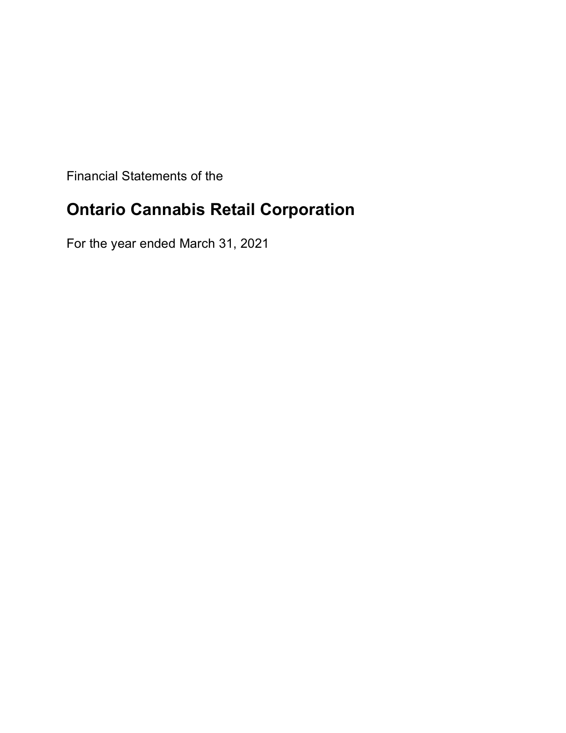Financial Statements of the

# Ontario Cannabis Retail Corporation

For the year ended March 31, 2021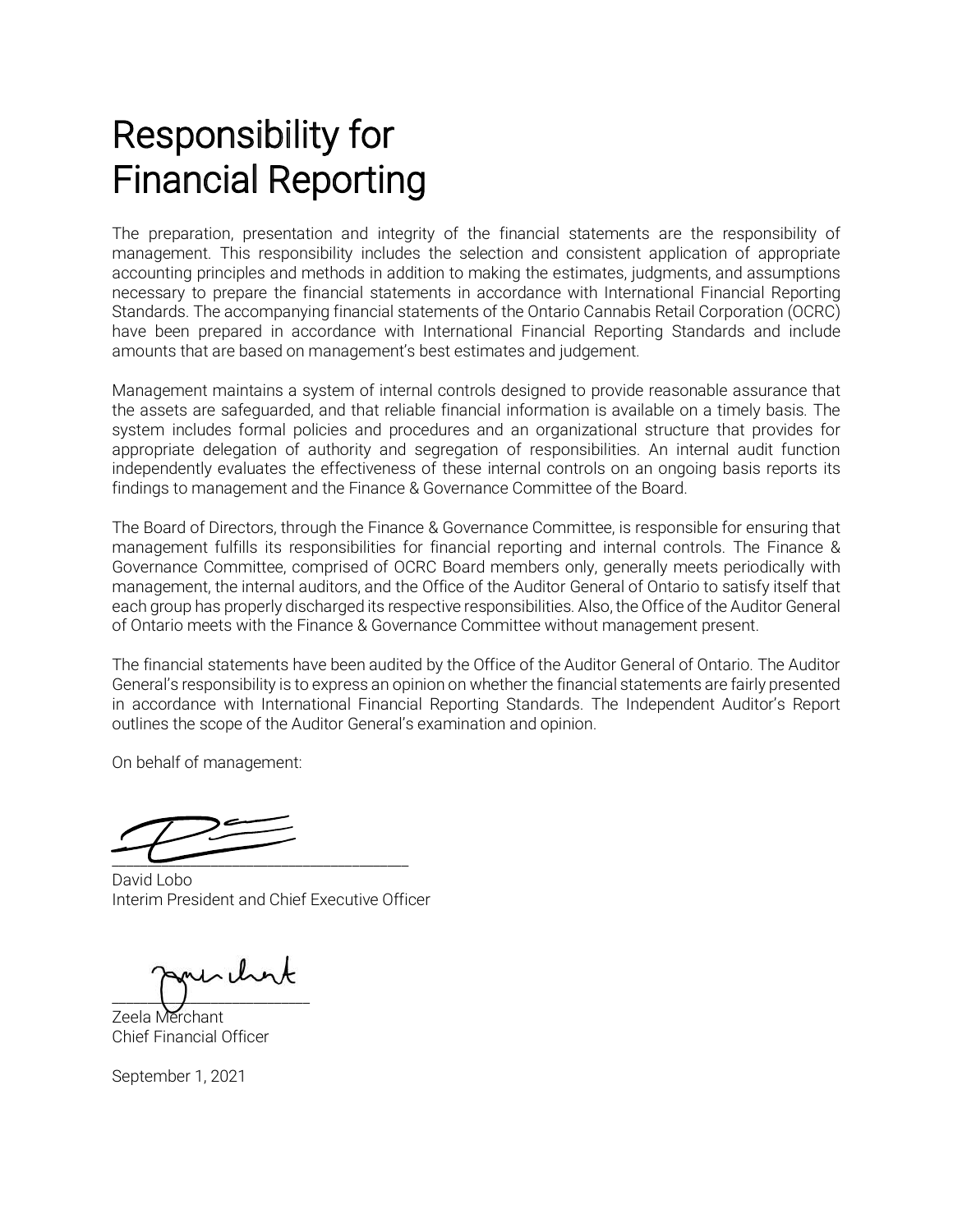# Responsibility for Financial Reporting

The preparation, presentation and integrity of the financial statements are the responsibility of management. This responsibility includes the selection and consistent application of appropriate accounting principles and methods in addition to making the estimates, judgments, and assumptions necessary to prepare the financial statements in accordance with International Financial Reporting Standards. The accompanying financial statements of the Ontario Cannabis Retail Corporation (OCRC) have been prepared in accordance with International Financial Reporting Standards and include amounts that are based on management's best estimates and judgement.

Management maintains a system of internal controls designed to provide reasonable assurance that the assets are safeguarded, and that reliable financial information is available on a timely basis. The system includes formal policies and procedures and an organizational structure that provides for appropriate delegation of authority and segregation of responsibilities. An internal audit function independently evaluates the effectiveness of these internal controls on an ongoing basis reports its findings to management and the Finance & Governance Committee of the Board.

The Board of Directors, through the Finance & Governance Committee, is responsible for ensuring that management fulfills its responsibilities for financial reporting and internal controls. The Finance & Governance Committee, comprised of OCRC Board members only, generally meets periodically with management, the internal auditors, and the Office of the Auditor General of Ontario to satisfy itself that each group has properly discharged its respective responsibilities. Also, the Office of the Auditor General of Ontario meets with the Finance & Governance Committee without management present.

The financial statements have been audited by the Office of the Auditor General of Ontario. The Auditor General's responsibility is to express an opinion on whether the financial statements are fairly presented in accordance with International Financial Reporting Standards. The Independent Auditor's Report outlines the scope of the Auditor General's examination and opinion.

On behalf of management:

David Lobo
Interim President and Chief Executive Officer

Zeela Merchant
Chief Financial Officer

September 1, 2021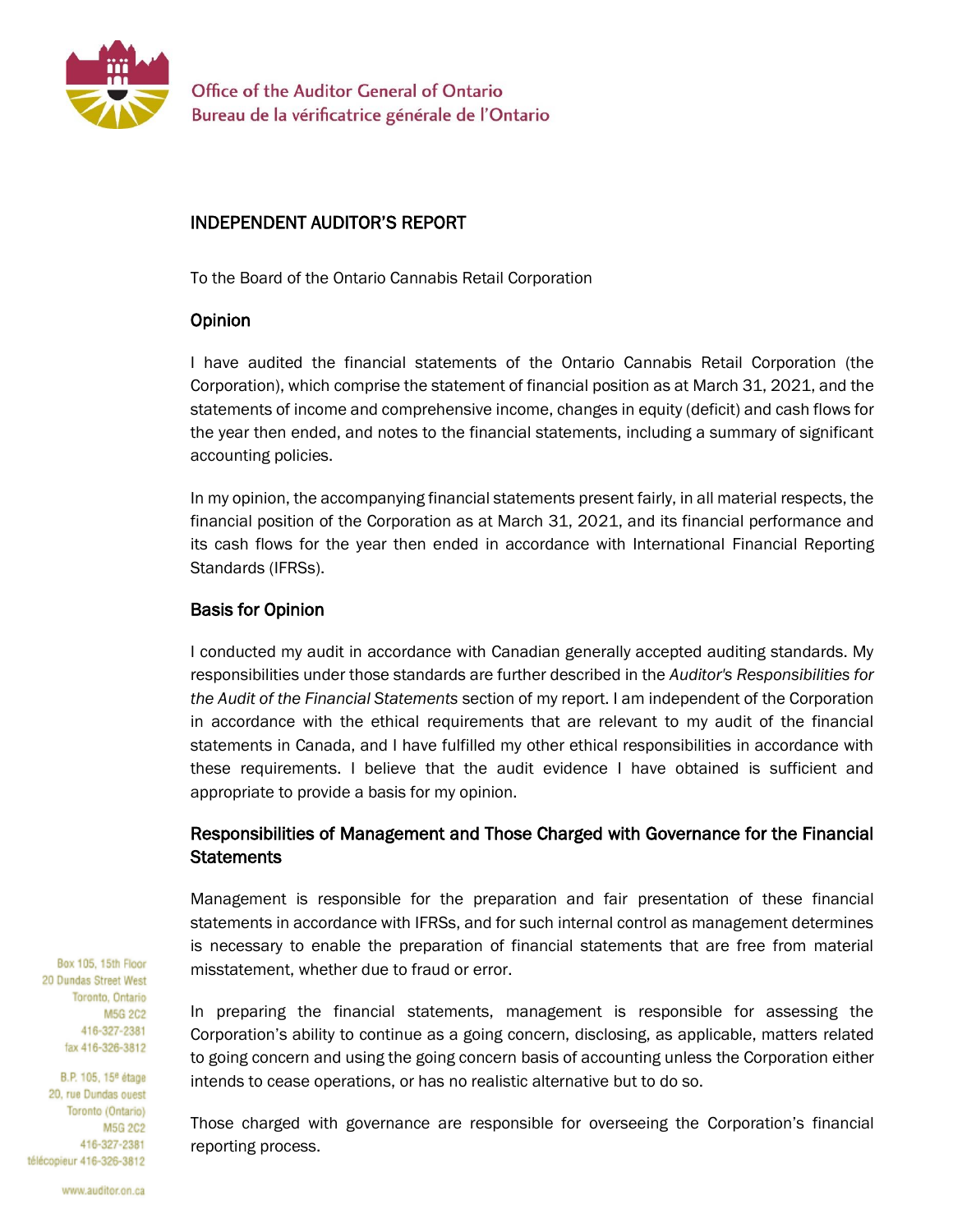Office of the Auditor General of Ontario
Bureau de la vérificatrice générale de l'Ontario

## INDEPENDENT AUDITOR'S REPORT

To the Board of the Ontario Cannabis Retail Corporation

### Opinion

I have audited the financial statements of the Ontario Cannabis Retail Corporation (the Corporation), which comprise the statement of financial position as at March 31, 2021, and the statements of income and comprehensive income, changes in equity (deficit) and cash flows for the year then ended, and notes to the financial statements, including a summary of significant accounting policies.

In my opinion, the accompanying financial statements present fairly, in all material respects, the financial position of the Corporation as at March 31, 2021, and its financial performance and its cash flows for the year then ended in accordance with International Financial Reporting Standards (IFRSs).

### Basis for Opinion

I conducted my audit in accordance with Canadian generally accepted auditing standards. My responsibilities under those standards are further described in the *Auditor's Responsibilities for the Audit of the Financial Statements* section of my report. I am independent of the Corporation in accordance with the ethical requirements that are relevant to my audit of the financial statements in Canada, and I have fulfilled my other ethical responsibilities in accordance with these requirements. I believe that the audit evidence I have obtained is sufficient and appropriate to provide a basis for my opinion.

### Responsibilities of Management and Those Charged with Governance for the Financial Statements

Management is responsible for the preparation and fair presentation of these financial statements in accordance with IFRSs, and for such internal control as management determines is necessary to enable the preparation of financial statements that are free from material misstatement, whether due to fraud or error.

In preparing the financial statements, management is responsible for assessing the Corporation's ability to continue as a going concern, disclosing, as applicable, matters related to going concern and using the going concern basis of accounting unless the Corporation either intends to cease operations, or has no realistic alternative but to do so.

Those charged with governance are responsible for overseeing the Corporation's financial reporting process.

Box 105, 15th Floor
20 Dundas Street West
Toronto, Ontario
M5G 2C2
416-327-2381
fax 416-326-3812

B.P. 105, 15e étage
20, rue Dundas ouest
Toronto (Ontario)
M5G 2C2
416-327-2381
télécopieur 416-326-3812

www.auditor.on.ca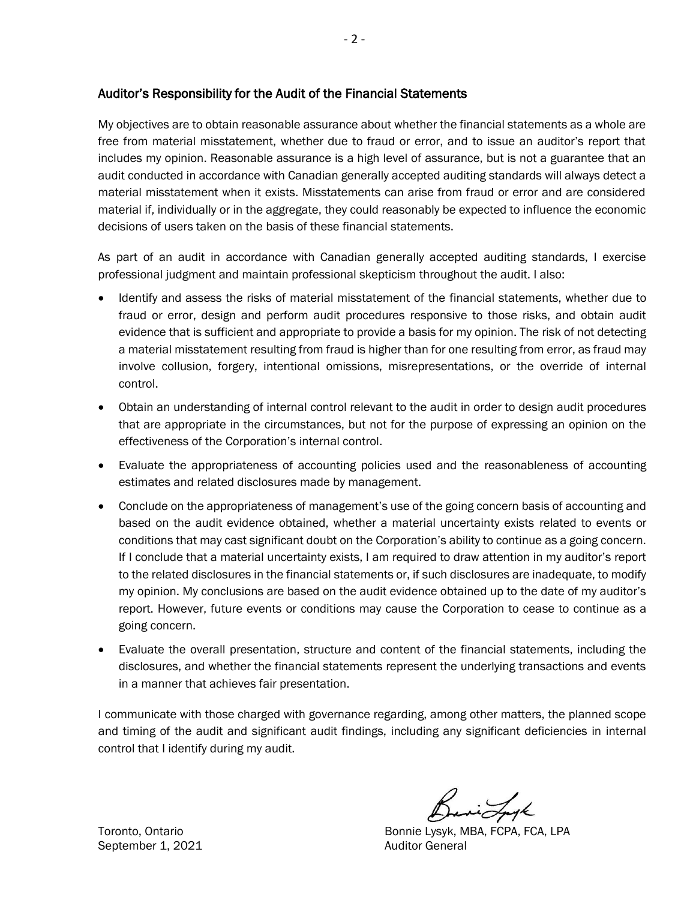## Auditor's Responsibility for the Audit of the Financial Statements

My objectives are to obtain reasonable assurance about whether the financial statements as a whole are free from material misstatement, whether due to fraud or error, and to issue an auditor's report that includes my opinion. Reasonable assurance is a high level of assurance, but is not a guarantee that an audit conducted in accordance with Canadian generally accepted auditing standards will always detect a material misstatement when it exists. Misstatements can arise from fraud or error and are considered material if, individually or in the aggregate, they could reasonably be expected to influence the economic decisions of users taken on the basis of these financial statements.

As part of an audit in accordance with Canadian generally accepted auditing standards, I exercise professional judgment and maintain professional skepticism throughout the audit. I also:

- Identify and assess the risks of material misstatement of the financial statements, whether due to fraud or error, design and perform audit procedures responsive to those risks, and obtain audit evidence that is sufficient and appropriate to provide a basis for my opinion. The risk of not detecting a material misstatement resulting from fraud is higher than for one resulting from error, as fraud may involve collusion, forgery, intentional omissions, misrepresentations, or the override of internal control.
- Obtain an understanding of internal control relevant to the audit in order to design audit procedures that are appropriate in the circumstances, but not for the purpose of expressing an opinion on the effectiveness of the Corporation's internal control.
- Evaluate the appropriateness of accounting policies used and the reasonableness of accounting estimates and related disclosures made by management.
- Conclude on the appropriateness of management's use of the going concern basis of accounting and based on the audit evidence obtained, whether a material uncertainty exists related to events or conditions that may cast significant doubt on the Corporation's ability to continue as a going concern. If I conclude that a material uncertainty exists, I am required to draw attention in my auditor's report to the related disclosures in the financial statements or, if such disclosures are inadequate, to modify my opinion. My conclusions are based on the audit evidence obtained up to the date of my auditor's report. However, future events or conditions may cause the Corporation to cease to continue as a going concern.
- Evaluate the overall presentation, structure and content of the financial statements, including the disclosures, and whether the financial statements represent the underlying transactions and events in a manner that achieves fair presentation.

I communicate with those charged with governance regarding, among other matters, the planned scope and timing of the audit and significant audit findings, including any significant deficiencies in internal control that I identify during my audit.

Toronto, Ontario
September 1, 2021

Bonnie Lysyk, MBA, FCPA, FCA, LPA
Auditor General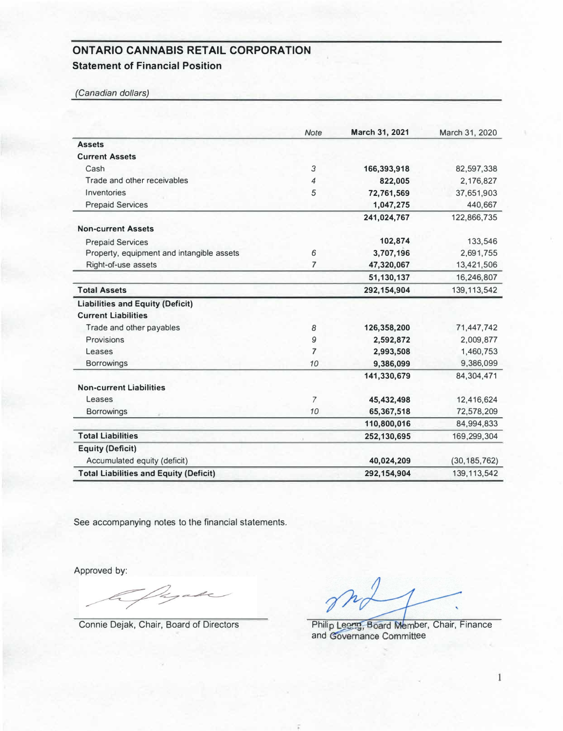# ONTARIO CANNABIS RETAIL CORPORATION

## Statement of Financial Position

*(Canadian dollars)*

| | *Note* | **March 31, 2021** | March 31, 2020 |
|---|---|---|---|
| **Assets** | | | |
| **Current Assets** | | | |
| Cash | *3* | **166,393,918** | 82,597,338 |
| Trade and other receivables | *4* | **822,005** | 2,176,827 |
| Inventories | *5* | **72,761,569** | 37,651,903 |
| Prepaid Services | | **1,047,275** | 440,667 |
| | | **241,024,767** | 122,866,735 |
| **Non-current Assets** | | | |
| Prepaid Services | | **102,874** | 133,546 |
| Property, equipment and intangible assets | *6* | **3,707,196** | 2,691,755 |
| Right-of-use assets | *7* | **47,320,067** | 13,421,506 |
| | | **51,130,137** | 16,246,807 |
| **Total Assets** | | **292,154,904** | 139,113,542 |
| **Liabilities and Equity (Deficit)** | | | |
| **Current Liabilities** | | | |
| Trade and other payables | *8* | **126,358,200** | 71,447,742 |
| Provisions | *9* | **2,592,872** | 2,009,877 |
| Leases | *7* | **2,993,508** | 1,460,753 |
| Borrowings | *10* | **9,386,099** | 9,386,099 |
| | | **141,330,679** | 84,304,471 |
| **Non-current Liabilities** | | | |
| Leases | *7* | **45,432,498** | 12,416,624 |
| Borrowings | *10* | **65,367,518** | 72,578,209 |
| | | **110,800,016** | 84,994,833 |
| **Total Liabilities** | | **252,130,695** | 169,299,304 |
| **Equity (Deficit)** | | | |
| Accumulated equity (deficit) | | **40,024,209** | (30,185,762) |
| **Total Liabilities and Equity (Deficit)** | | **292,154,904** | 139,113,542 |

See accompanying notes to the financial statements.

Approved by:

Connie Dejak, Chair, Board of Directors

Philip Leong, Board Member, Chair, Finance and Governance Committee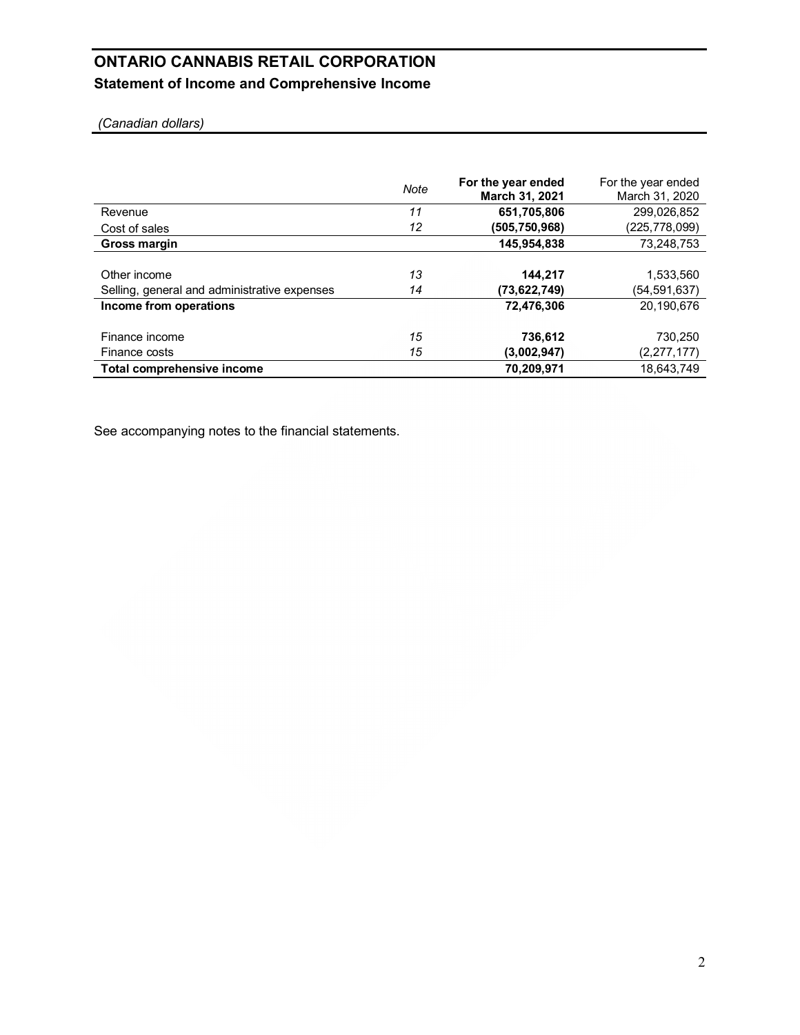# ONTARIO CANNABIS RETAIL CORPORATION

## Statement of Income and Comprehensive Income

*(Canadian dollars)*

| | *Note* | **For the year ended March 31, 2021** | For the year ended March 31, 2020 |
|---|---|---|---|
| Revenue | *11* | **651,705,806** | 299,026,852 |
| Cost of sales | *12* | **(505,750,968)** | (225,778,099) |
| **Gross margin** | | **145,954,838** | 73,248,753 |
| | | | |
| Other income | *13* | **144,217** | 1,533,560 |
| Selling, general and administrative expenses | *14* | **(73,622,749)** | (54,591,637) |
| **Income from operations** | | **72,476,306** | 20,190,676 |
| | | | |
| Finance income | *15* | **736,612** | 730,250 |
| Finance costs | *15* | **(3,002,947)** | (2,277,177) |
| **Total comprehensive income** | | **70,209,971** | 18,643,749 |

See accompanying notes to the financial statements.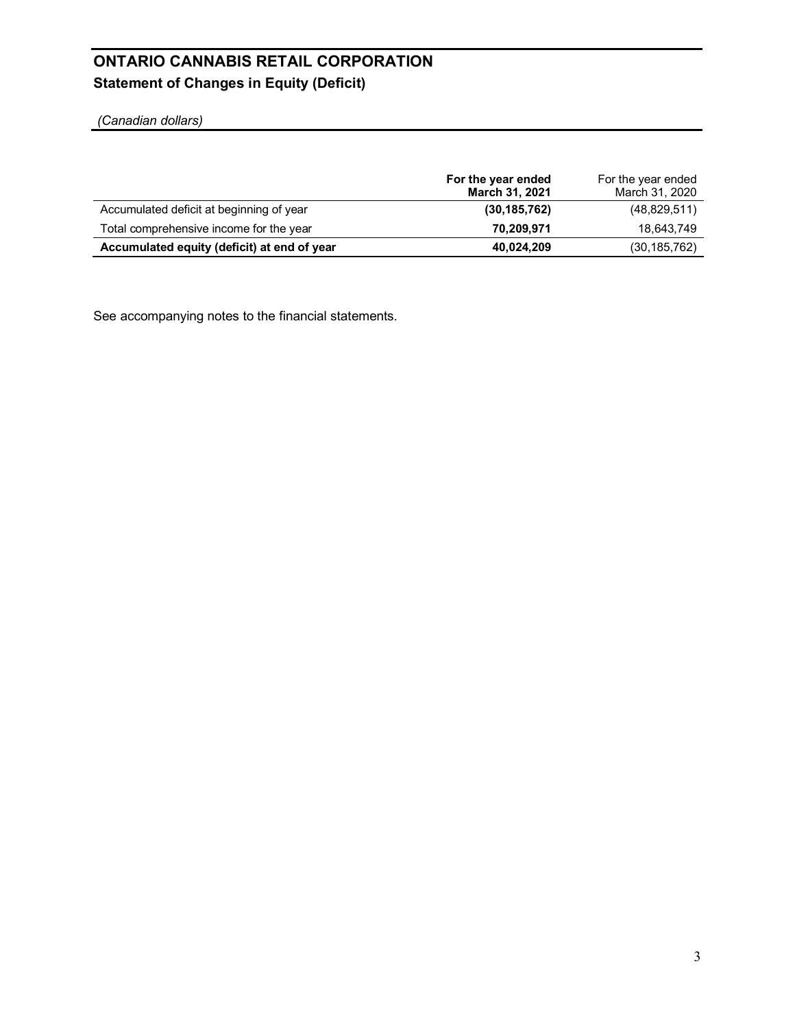# ONTARIO CANNABIS RETAIL CORPORATION

## Statement of Changes in Equity (Deficit)

*(Canadian dollars)*

| | **For the year ended March 31, 2021** | For the year ended March 31, 2020 |
|---|---|---|
| Accumulated deficit at beginning of year | **(30,185,762)** | (48,829,511) |
| Total comprehensive income for the year | **70,209,971** | 18,643,749 |
| **Accumulated equity (deficit) at end of year** | **40,024,209** | (30,185,762) |

See accompanying notes to the financial statements.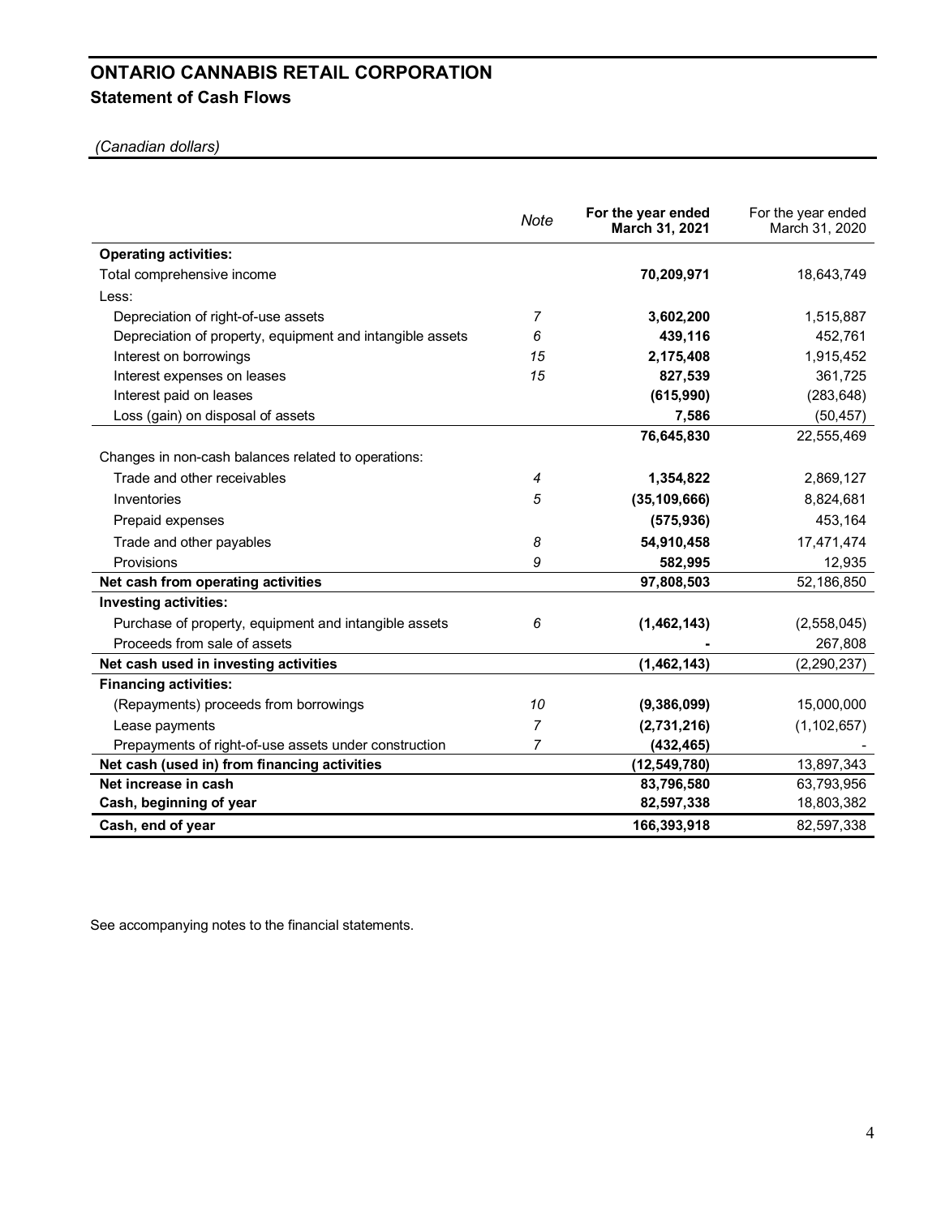# ONTARIO CANNABIS RETAIL CORPORATION

## Statement of Cash Flows

*(Canadian dollars)*

| | *Note* | **For the year ended March 31, 2021** | For the year ended March 31, 2020 |
|---|---|---|---|
| **Operating activities:** | | | |
| Total comprehensive income | | **70,209,971** | 18,643,749 |
| Less: | | | |
| Depreciation of right-of-use assets | *7* | **3,602,200** | 1,515,887 |
| Depreciation of property, equipment and intangible assets | *6* | **439,116** | 452,761 |
| Interest on borrowings | *15* | **2,175,408** | 1,915,452 |
| Interest expenses on leases | *15* | **827,539** | 361,725 |
| Interest paid on leases | | **(615,990)** | (283,648) |
| Loss (gain) on disposal of assets | | **7,586** | (50,457) |
| | | **76,645,830** | 22,555,469 |
| Changes in non-cash balances related to operations: | | | |
| Trade and other receivables | *4* | **1,354,822** | 2,869,127 |
| Inventories | *5* | **(35,109,666)** | 8,824,681 |
| Prepaid expenses | | **(575,936)** | 453,164 |
| Trade and other payables | *8* | **54,910,458** | 17,471,474 |
| Provisions | *9* | **582,995** | 12,935 |
| **Net cash from operating activities** | | **97,808,503** | 52,186,850 |
| **Investing activities:** | | | |
| Purchase of property, equipment and intangible assets | *6* | **(1,462,143)** | (2,558,045) |
| Proceeds from sale of assets | | **-** | 267,808 |
| **Net cash used in investing activities** | | **(1,462,143)** | (2,290,237) |
| **Financing activities:** | | | |
| (Repayments) proceeds from borrowings | *10* | **(9,386,099)** | 15,000,000 |
| Lease payments | *7* | **(2,731,216)** | (1,102,657) |
| Prepayments of right-of-use assets under construction | *7* | **(432,465)** | - |
| **Net cash (used in) from financing activities** | | **(12,549,780)** | 13,897,343 |
| **Net increase in cash** | | **83,796,580** | 63,793,956 |
| **Cash, beginning of year** | | **82,597,338** | 18,803,382 |
| **Cash, end of year** | | **166,393,918** | 82,597,338 |

See accompanying notes to the financial statements.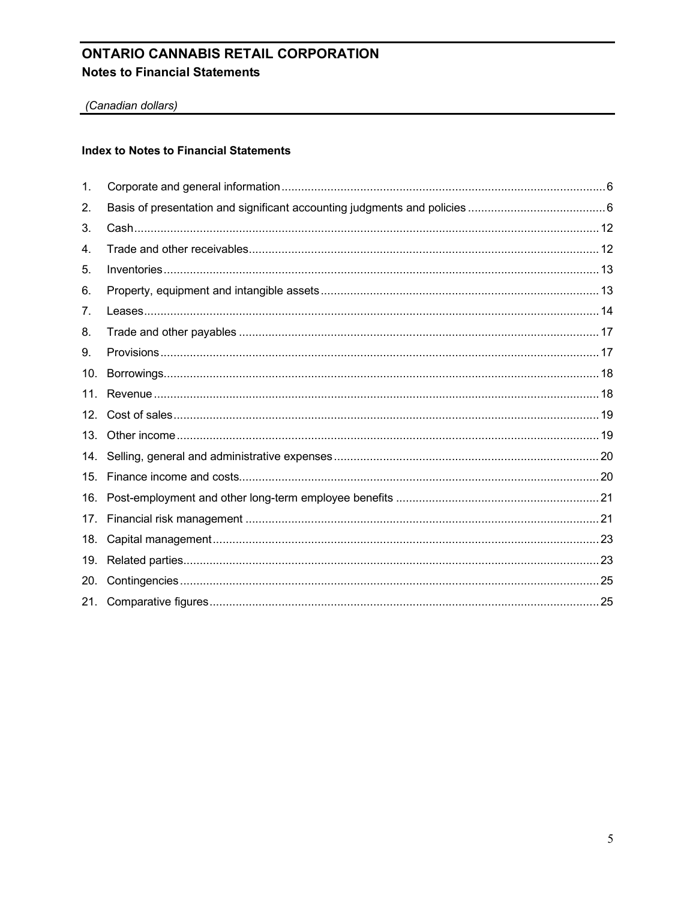# ONTARIO CANNABIS RETAIL CORPORATION

## Notes to Financial Statements

*(Canadian dollars)*

### Index to Notes to Financial Statements

| No. | Note | Page |
|---|---|---|
| 1. | Corporate and general information | 6 |
| 2. | Basis of presentation and significant accounting judgments and policies | 6 |
| 3. | Cash | 12 |
| 4. | Trade and other receivables | 12 |
| 5. | Inventories | 13 |
| 6. | Property, equipment and intangible assets | 13 |
| 7. | Leases | 14 |
| 8. | Trade and other payables | 17 |
| 9. | Provisions | 17 |
| 10. | Borrowings | 18 |
| 11. | Revenue | 18 |
| 12. | Cost of sales | 19 |
| 13. | Other income | 19 |
| 14. | Selling, general and administrative expenses | 20 |
| 15. | Finance income and costs | 20 |
| 16. | Post-employment and other long-term employee benefits | 21 |
| 17. | Financial risk management | 21 |
| 18. | Capital management | 23 |
| 19. | Related parties | 23 |
| 20. | Contingencies | 25 |
| 21. | Comparative figures | 25 |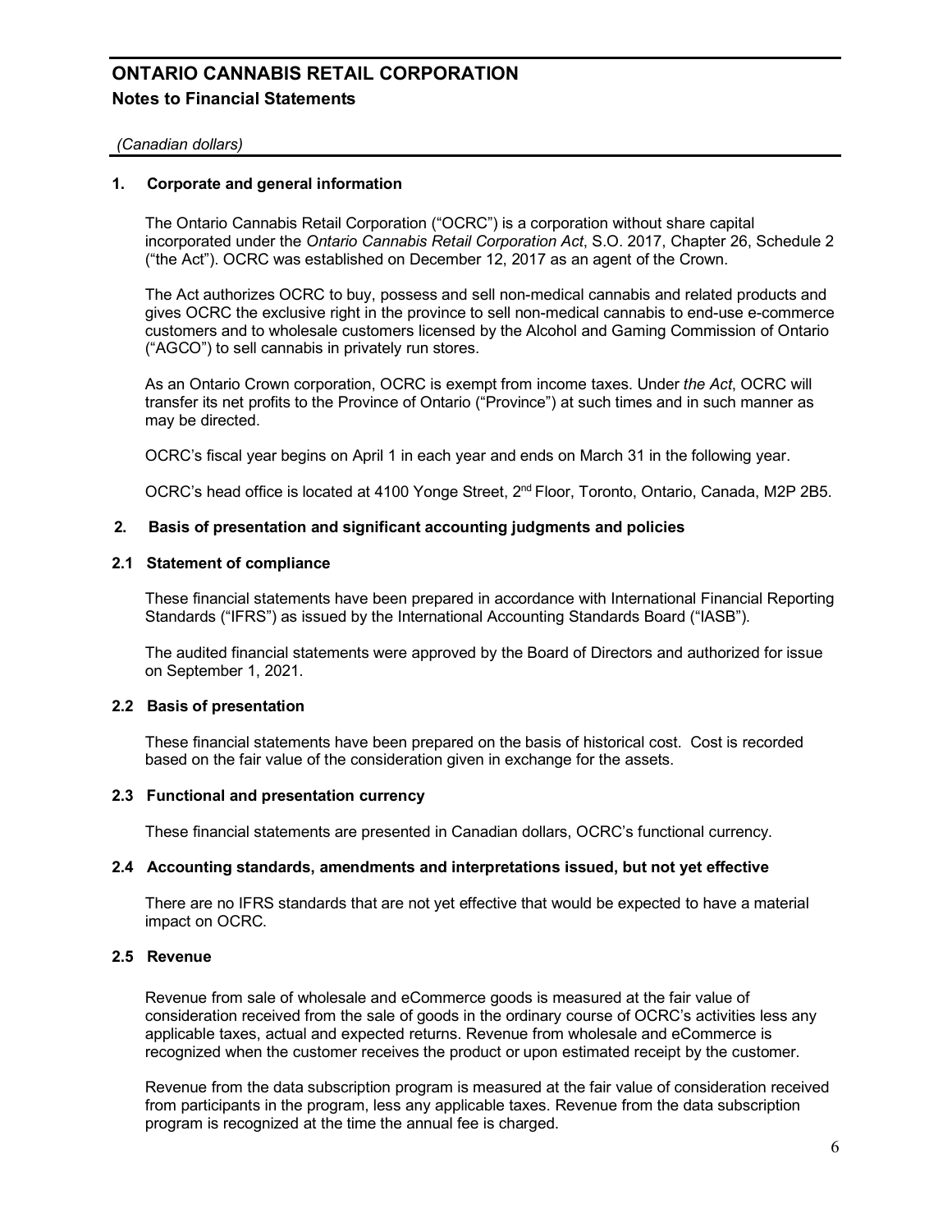# ONTARIO CANNABIS RETAIL CORPORATION

## Notes to Financial Statements

*(Canadian dollars)*

### 1. Corporate and general information

The Ontario Cannabis Retail Corporation ("OCRC") is a corporation without share capital incorporated under the *Ontario Cannabis Retail Corporation Act*, S.O. 2017, Chapter 26, Schedule 2 ("the Act"). OCRC was established on December 12, 2017 as an agent of the Crown.

The Act authorizes OCRC to buy, possess and sell non-medical cannabis and related products and gives OCRC the exclusive right in the province to sell non-medical cannabis to end-use e-commerce customers and to wholesale customers licensed by the Alcohol and Gaming Commission of Ontario ("AGCO") to sell cannabis in privately run stores.

As an Ontario Crown corporation, OCRC is exempt from income taxes. Under *the Act*, OCRC will transfer its net profits to the Province of Ontario ("Province") at such times and in such manner as may be directed.

OCRC's fiscal year begins on April 1 in each year and ends on March 31 in the following year.

OCRC's head office is located at 4100 Yonge Street, 2nd Floor, Toronto, Ontario, Canada, M2P 2B5.

### 2. Basis of presentation and significant accounting judgments and policies

#### 2.1 Statement of compliance

These financial statements have been prepared in accordance with International Financial Reporting Standards ("IFRS") as issued by the International Accounting Standards Board ("IASB").

The audited financial statements were approved by the Board of Directors and authorized for issue on September 1, 2021.

#### 2.2 Basis of presentation

These financial statements have been prepared on the basis of historical cost. Cost is recorded based on the fair value of the consideration given in exchange for the assets.

#### 2.3 Functional and presentation currency

These financial statements are presented in Canadian dollars, OCRC's functional currency.

#### 2.4 Accounting standards, amendments and interpretations issued, but not yet effective

There are no IFRS standards that are not yet effective that would be expected to have a material impact on OCRC.

#### 2.5 Revenue

Revenue from sale of wholesale and eCommerce goods is measured at the fair value of consideration received from the sale of goods in the ordinary course of OCRC's activities less any applicable taxes, actual and expected returns. Revenue from wholesale and eCommerce is recognized when the customer receives the product or upon estimated receipt by the customer.

Revenue from the data subscription program is measured at the fair value of consideration received from participants in the program, less any applicable taxes. Revenue from the data subscription program is recognized at the time the annual fee is charged.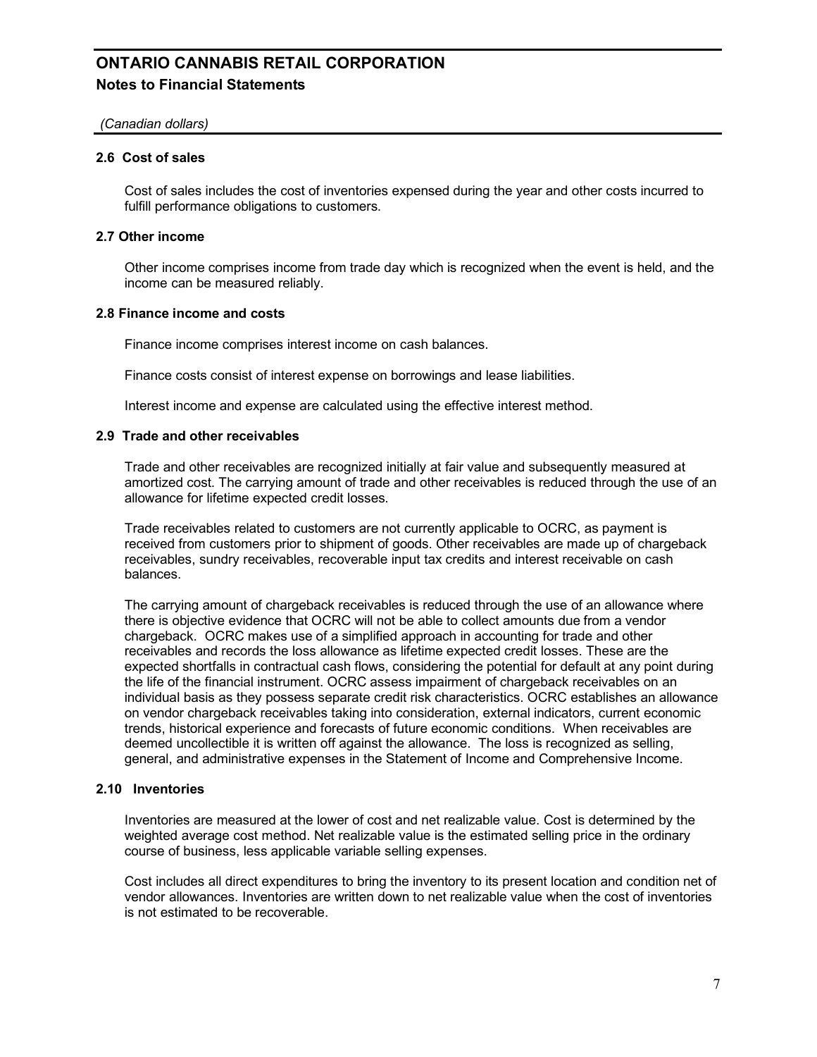### 2.6 Cost of sales

Cost of sales includes the cost of inventories expensed during the year and other costs incurred to fulfill performance obligations to customers.

### 2.7 Other income

Other income comprises income from trade day which is recognized when the event is held, and the income can be measured reliably.

### 2.8 Finance income and costs

Finance income comprises interest income on cash balances.

Finance costs consist of interest expense on borrowings and lease liabilities.

Interest income and expense are calculated using the effective interest method.

### 2.9 Trade and other receivables

Trade and other receivables are recognized initially at fair value and subsequently measured at amortized cost. The carrying amount of trade and other receivables is reduced through the use of an allowance for lifetime expected credit losses.

Trade receivables related to customers are not currently applicable to OCRC, as payment is received from customers prior to shipment of goods. Other receivables are made up of chargeback receivables, sundry receivables, recoverable input tax credits and interest receivable on cash balances.

The carrying amount of chargeback receivables is reduced through the use of an allowance where there is objective evidence that OCRC will not be able to collect amounts due from a vendor chargeback. OCRC makes use of a simplified approach in accounting for trade and other receivables and records the loss allowance as lifetime expected credit losses. These are the expected shortfalls in contractual cash flows, considering the potential for default at any point during the life of the financial instrument. OCRC assess impairment of chargeback receivables on an individual basis as they possess separate credit risk characteristics. OCRC establishes an allowance on vendor chargeback receivables taking into consideration, external indicators, current economic trends, historical experience and forecasts of future economic conditions. When receivables are deemed uncollectible it is written off against the allowance. The loss is recognized as selling, general, and administrative expenses in the Statement of Income and Comprehensive Income.

### 2.10 Inventories

Inventories are measured at the lower of cost and net realizable value. Cost is determined by the weighted average cost method. Net realizable value is the estimated selling price in the ordinary course of business, less applicable variable selling expenses.

Cost includes all direct expenditures to bring the inventory to its present location and condition net of vendor allowances. Inventories are written down to net realizable value when the cost of inventories is not estimated to be recoverable.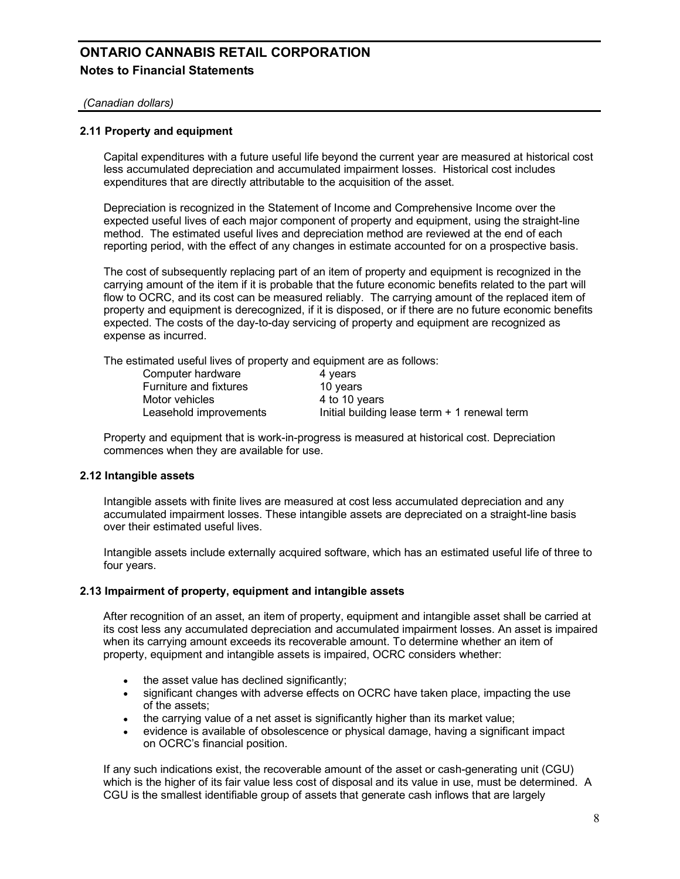## 2.11 Property and equipment

Capital expenditures with a future useful life beyond the current year are measured at historical cost less accumulated depreciation and accumulated impairment losses. Historical cost includes expenditures that are directly attributable to the acquisition of the asset.

Depreciation is recognized in the Statement of Income and Comprehensive Income over the expected useful lives of each major component of property and equipment, using the straight-line method. The estimated useful lives and depreciation method are reviewed at the end of each reporting period, with the effect of any changes in estimate accounted for on a prospective basis.

The cost of subsequently replacing part of an item of property and equipment is recognized in the carrying amount of the item if it is probable that the future economic benefits related to the part will flow to OCRC, and its cost can be measured reliably. The carrying amount of the replaced item of property and equipment is derecognized, if it is disposed, or if there are no future economic benefits expected. The costs of the day-to-day servicing of property and equipment are recognized as expense as incurred.

The estimated useful lives of property and equipment are as follows:

| | |
|---|---|
| Computer hardware | 4 years |
| Furniture and fixtures | 10 years |
| Motor vehicles | 4 to 10 years |
| Leasehold improvements | Initial building lease term + 1 renewal term |

Property and equipment that is work-in-progress is measured at historical cost. Depreciation commences when they are available for use.

## 2.12 Intangible assets

Intangible assets with finite lives are measured at cost less accumulated depreciation and any accumulated impairment losses. These intangible assets are depreciated on a straight-line basis over their estimated useful lives.

Intangible assets include externally acquired software, which has an estimated useful life of three to four years.

## 2.13 Impairment of property, equipment and intangible assets

After recognition of an asset, an item of property, equipment and intangible asset shall be carried at its cost less any accumulated depreciation and accumulated impairment losses. An asset is impaired when its carrying amount exceeds its recoverable amount. To determine whether an item of property, equipment and intangible assets is impaired, OCRC considers whether:

- the asset value has declined significantly;
- significant changes with adverse effects on OCRC have taken place, impacting the use of the assets;
- the carrying value of a net asset is significantly higher than its market value;
- evidence is available of obsolescence or physical damage, having a significant impact on OCRC's financial position.

If any such indications exist, the recoverable amount of the asset or cash-generating unit (CGU) which is the higher of its fair value less cost of disposal and its value in use, must be determined. A CGU is the smallest identifiable group of assets that generate cash inflows that are largely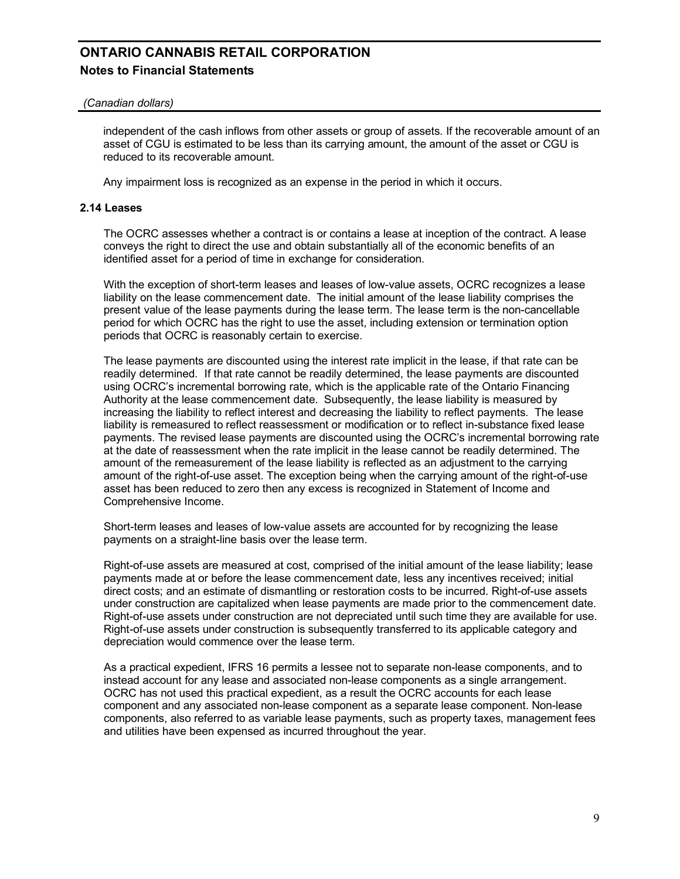independent of the cash inflows from other assets or group of assets. If the recoverable amount of an asset of CGU is estimated to be less than its carrying amount, the amount of the asset or CGU is reduced to its recoverable amount.

Any impairment loss is recognized as an expense in the period in which it occurs.

### 2.14 Leases

The OCRC assesses whether a contract is or contains a lease at inception of the contract. A lease conveys the right to direct the use and obtain substantially all of the economic benefits of an identified asset for a period of time in exchange for consideration.

With the exception of short-term leases and leases of low-value assets, OCRC recognizes a lease liability on the lease commencement date. The initial amount of the lease liability comprises the present value of the lease payments during the lease term. The lease term is the non-cancellable period for which OCRC has the right to use the asset, including extension or termination option periods that OCRC is reasonably certain to exercise.

The lease payments are discounted using the interest rate implicit in the lease, if that rate can be readily determined. If that rate cannot be readily determined, the lease payments are discounted using OCRC's incremental borrowing rate, which is the applicable rate of the Ontario Financing Authority at the lease commencement date. Subsequently, the lease liability is measured by increasing the liability to reflect interest and decreasing the liability to reflect payments. The lease liability is remeasured to reflect reassessment or modification or to reflect in-substance fixed lease payments. The revised lease payments are discounted using the OCRC's incremental borrowing rate at the date of reassessment when the rate implicit in the lease cannot be readily determined. The amount of the remeasurement of the lease liability is reflected as an adjustment to the carrying amount of the right-of-use asset. The exception being when the carrying amount of the right-of-use asset has been reduced to zero then any excess is recognized in Statement of Income and Comprehensive Income.

Short-term leases and leases of low-value assets are accounted for by recognizing the lease payments on a straight-line basis over the lease term.

Right-of-use assets are measured at cost, comprised of the initial amount of the lease liability; lease payments made at or before the lease commencement date, less any incentives received; initial direct costs; and an estimate of dismantling or restoration costs to be incurred. Right-of-use assets under construction are capitalized when lease payments are made prior to the commencement date. Right-of-use assets under construction are not depreciated until such time they are available for use. Right-of-use assets under construction is subsequently transferred to its applicable category and depreciation would commence over the lease term.

As a practical expedient, IFRS 16 permits a lessee not to separate non-lease components, and to instead account for any lease and associated non-lease components as a single arrangement. OCRC has not used this practical expedient, as a result the OCRC accounts for each lease component and any associated non-lease component as a separate lease component. Non-lease components, also referred to as variable lease payments, such as property taxes, management fees and utilities have been expensed as incurred throughout the year.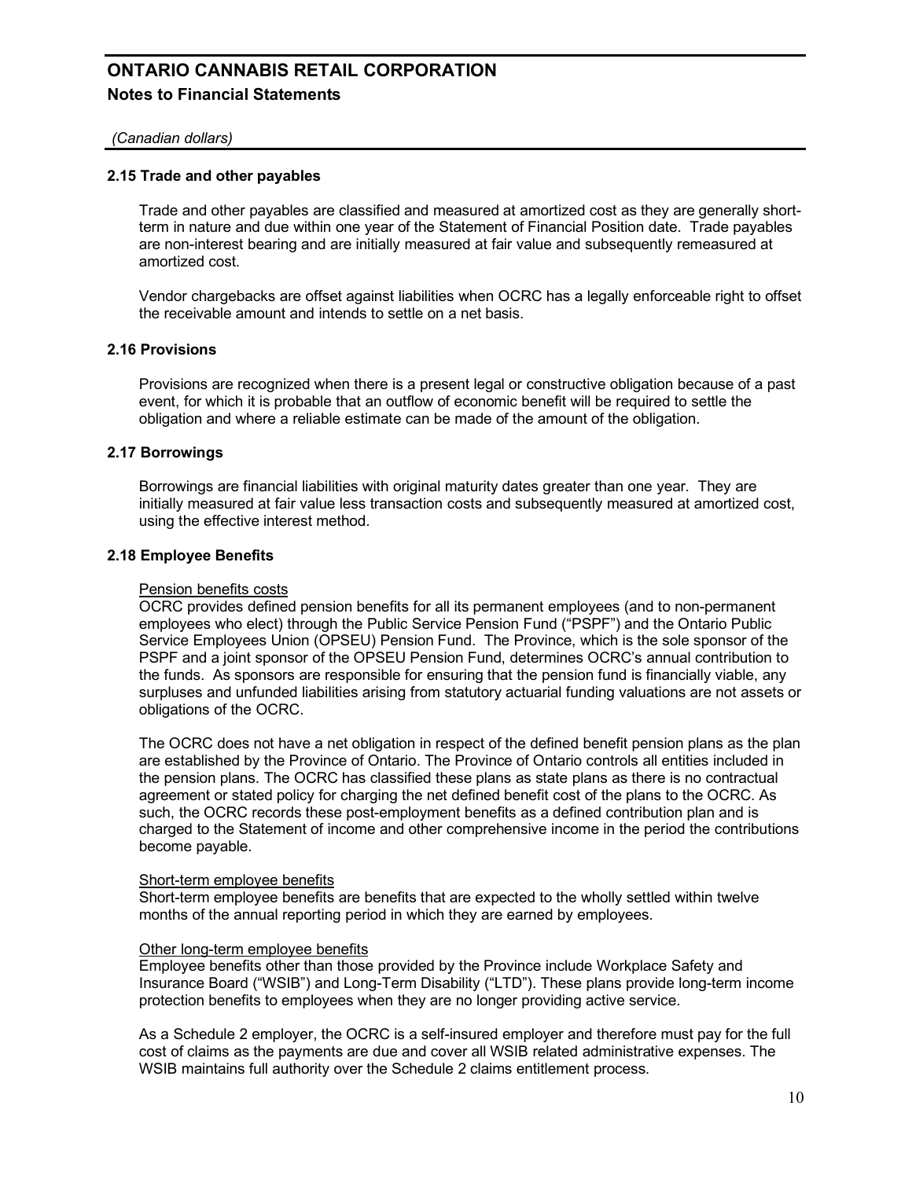# ONTARIO CANNABIS RETAIL CORPORATION

## Notes to Financial Statements

*(Canadian dollars)*

### 2.15 Trade and other payables

Trade and other payables are classified and measured at amortized cost as they are generally short-term in nature and due within one year of the Statement of Financial Position date. Trade payables are non-interest bearing and are initially measured at fair value and subsequently remeasured at amortized cost.

Vendor chargebacks are offset against liabilities when OCRC has a legally enforceable right to offset the receivable amount and intends to settle on a net basis.

### 2.16 Provisions

Provisions are recognized when there is a present legal or constructive obligation because of a past event, for which it is probable that an outflow of economic benefit will be required to settle the obligation and where a reliable estimate can be made of the amount of the obligation.

### 2.17 Borrowings

Borrowings are financial liabilities with original maturity dates greater than one year. They are initially measured at fair value less transaction costs and subsequently measured at amortized cost, using the effective interest method.

### 2.18 Employee Benefits

Pension benefits costs

OCRC provides defined pension benefits for all its permanent employees (and to non-permanent employees who elect) through the Public Service Pension Fund ("PSPF") and the Ontario Public Service Employees Union (OPSEU) Pension Fund. The Province, which is the sole sponsor of the PSPF and a joint sponsor of the OPSEU Pension Fund, determines OCRC's annual contribution to the funds. As sponsors are responsible for ensuring that the pension fund is financially viable, any surpluses and unfunded liabilities arising from statutory actuarial funding valuations are not assets or obligations of the OCRC.

The OCRC does not have a net obligation in respect of the defined benefit pension plans as the plan are established by the Province of Ontario. The Province of Ontario controls all entities included in the pension plans. The OCRC has classified these plans as state plans as there is no contractual agreement or stated policy for charging the net defined benefit cost of the plans to the OCRC. As such, the OCRC records these post-employment benefits as a defined contribution plan and is charged to the Statement of income and other comprehensive income in the period the contributions become payable.

Short-term employee benefits

Short-term employee benefits are benefits that are expected to the wholly settled within twelve months of the annual reporting period in which they are earned by employees.

Other long-term employee benefits

Employee benefits other than those provided by the Province include Workplace Safety and Insurance Board ("WSIB") and Long-Term Disability ("LTD"). These plans provide long-term income protection benefits to employees when they are no longer providing active service.

As a Schedule 2 employer, the OCRC is a self-insured employer and therefore must pay for the full cost of claims as the payments are due and cover all WSIB related administrative expenses. The WSIB maintains full authority over the Schedule 2 claims entitlement process.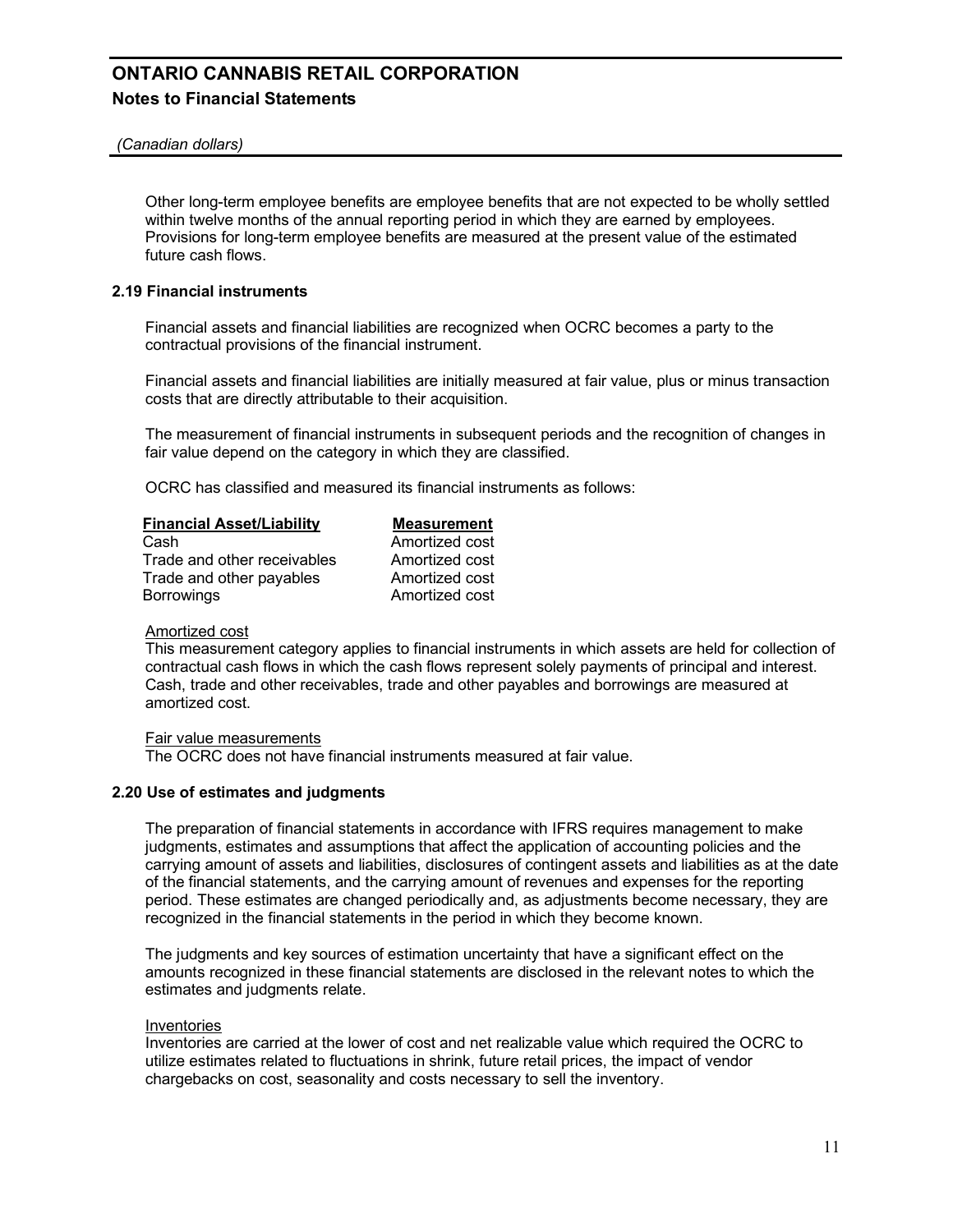Other long-term employee benefits are employee benefits that are not expected to be wholly settled within twelve months of the annual reporting period in which they are earned by employees. Provisions for long-term employee benefits are measured at the present value of the estimated future cash flows.

### 2.19 Financial instruments

Financial assets and financial liabilities are recognized when OCRC becomes a party to the contractual provisions of the financial instrument.

Financial assets and financial liabilities are initially measured at fair value, plus or minus transaction costs that are directly attributable to their acquisition.

The measurement of financial instruments in subsequent periods and the recognition of changes in fair value depend on the category in which they are classified.

OCRC has classified and measured its financial instruments as follows:

| Financial Asset/Liability | Measurement |
|---|---|
| Cash | Amortized cost |
| Trade and other receivables | Amortized cost |
| Trade and other payables | Amortized cost |
| Borrowings | Amortized cost |

Amortized cost

This measurement category applies to financial instruments in which assets are held for collection of contractual cash flows in which the cash flows represent solely payments of principal and interest. Cash, trade and other receivables, trade and other payables and borrowings are measured at amortized cost.

Fair value measurements

The OCRC does not have financial instruments measured at fair value.

### 2.20 Use of estimates and judgments

The preparation of financial statements in accordance with IFRS requires management to make judgments, estimates and assumptions that affect the application of accounting policies and the carrying amount of assets and liabilities, disclosures of contingent assets and liabilities as at the date of the financial statements, and the carrying amount of revenues and expenses for the reporting period. These estimates are changed periodically and, as adjustments become necessary, they are recognized in the financial statements in the period in which they become known.

The judgments and key sources of estimation uncertainty that have a significant effect on the amounts recognized in these financial statements are disclosed in the relevant notes to which the estimates and judgments relate.

Inventories

Inventories are carried at the lower of cost and net realizable value which required the OCRC to utilize estimates related to fluctuations in shrink, future retail prices, the impact of vendor chargebacks on cost, seasonality and costs necessary to sell the inventory.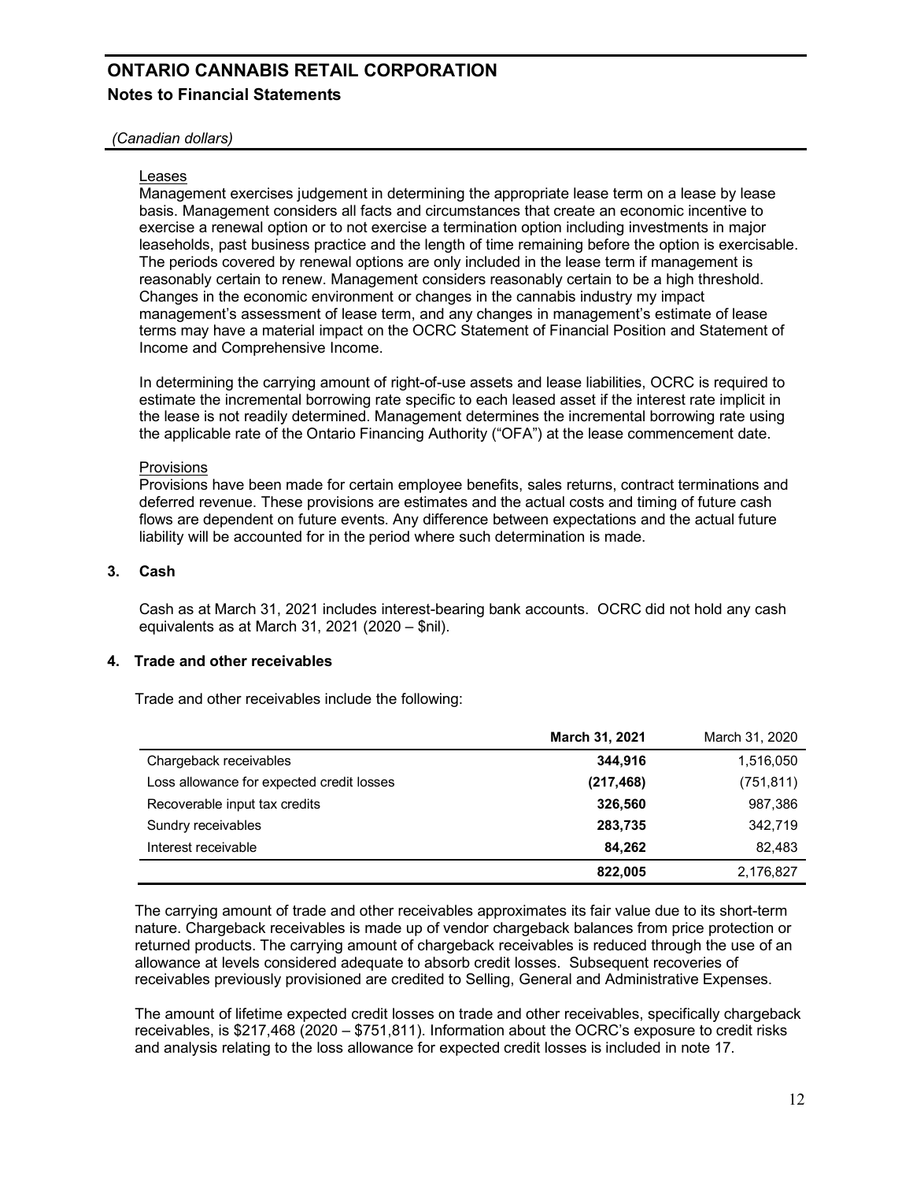Leases

Management exercises judgement in determining the appropriate lease term on a lease by lease basis. Management considers all facts and circumstances that create an economic incentive to exercise a renewal option or to not exercise a termination option including investments in major leaseholds, past business practice and the length of time remaining before the option is exercisable. The periods covered by renewal options are only included in the lease term if management is reasonably certain to renew. Management considers reasonably certain to be a high threshold. Changes in the economic environment or changes in the cannabis industry my impact management's assessment of lease term, and any changes in management's estimate of lease terms may have a material impact on the OCRC Statement of Financial Position and Statement of Income and Comprehensive Income.

In determining the carrying amount of right-of-use assets and lease liabilities, OCRC is required to estimate the incremental borrowing rate specific to each leased asset if the interest rate implicit in the lease is not readily determined. Management determines the incremental borrowing rate using the applicable rate of the Ontario Financing Authority ("OFA") at the lease commencement date.

Provisions

Provisions have been made for certain employee benefits, sales returns, contract terminations and deferred revenue. These provisions are estimates and the actual costs and timing of future cash flows are dependent on future events. Any difference between expectations and the actual future liability will be accounted for in the period where such determination is made.

## 3. Cash

Cash as at March 31, 2021 includes interest-bearing bank accounts. OCRC did not hold any cash equivalents as at March 31, 2021 (2020 – $nil).

## 4. Trade and other receivables

Trade and other receivables include the following:

| | **March 31, 2021** | March 31, 2020 |
|---|---|---|
| Chargeback receivables | **344,916** | 1,516,050 |
| Loss allowance for expected credit losses | **(217,468)** | (751,811) |
| Recoverable input tax credits | **326,560** | 987,386 |
| Sundry receivables | **283,735** | 342,719 |
| Interest receivable | **84,262** | 82,483 |
| | **822,005** | 2,176,827 |

The carrying amount of trade and other receivables approximates its fair value due to its short-term nature. Chargeback receivables is made up of vendor chargeback balances from price protection or returned products. The carrying amount of chargeback receivables is reduced through the use of an allowance at levels considered adequate to absorb credit losses. Subsequent recoveries of receivables previously provisioned are credited to Selling, General and Administrative Expenses.

The amount of lifetime expected credit losses on trade and other receivables, specifically chargeback receivables, is $217,468 (2020 – $751,811). Information about the OCRC's exposure to credit risks and analysis relating to the loss allowance for expected credit losses is included in note 17.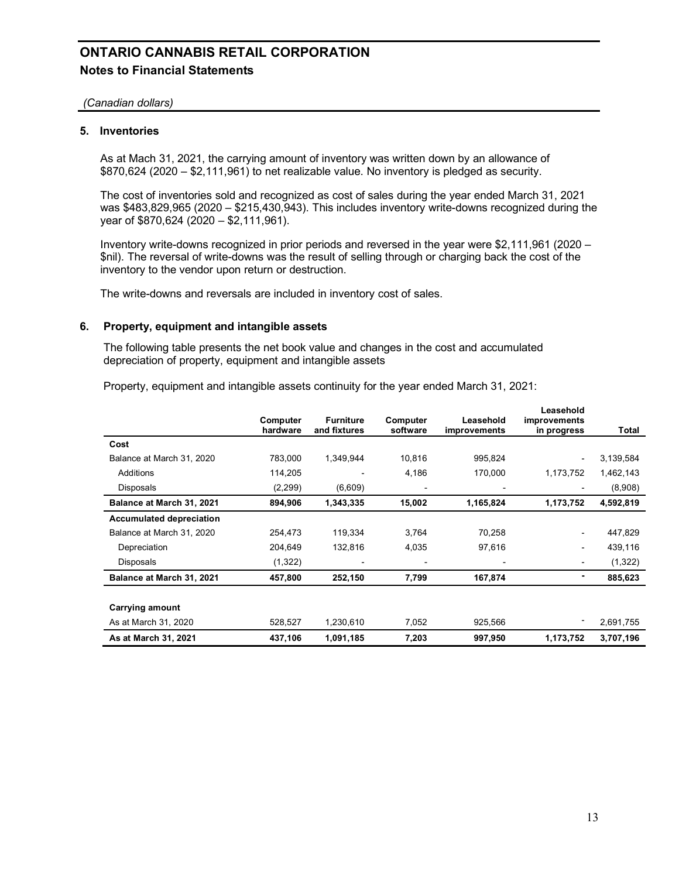# ONTARIO CANNABIS RETAIL CORPORATION

## Notes to Financial Statements

*(Canadian dollars)*

### 5. Inventories

As at Mach 31, 2021, the carrying amount of inventory was written down by an allowance of $870,624 (2020 – $2,111,961) to net realizable value. No inventory is pledged as security.

The cost of inventories sold and recognized as cost of sales during the year ended March 31, 2021 was $483,829,965 (2020 – $215,430,943). This includes inventory write-downs recognized during the year of $870,624 (2020 – $2,111,961).

Inventory write-downs recognized in prior periods and reversed in the year were $2,111,961 (2020 – $nil). The reversal of write-downs was the result of selling through or charging back the cost of the inventory to the vendor upon return or destruction.

The write-downs and reversals are included in inventory cost of sales.

### 6. Property, equipment and intangible assets

The following table presents the net book value and changes in the cost and accumulated depreciation of property, equipment and intangible assets

Property, equipment and intangible assets continuity for the year ended March 31, 2021:

| | Computer hardware | Furniture and fixtures | Computer software | Leasehold improvements | Leasehold improvements in progress | Total |
|---|---|---|---|---|---|---|
| **Cost** | | | | | | |
| Balance at March 31, 2020 | 783,000 | 1,349,944 | 10,816 | 995,824 | - | 3,139,584 |
| Additions | 114,205 | - | 4,186 | 170,000 | 1,173,752 | 1,462,143 |
| Disposals | (2,299) | (6,609) | - | - | - | (8,908) |
| **Balance at March 31, 2021** | **894,906** | **1,343,335** | **15,002** | **1,165,824** | **1,173,752** | **4,592,819** |
| **Accumulated depreciation** | | | | | | |
| Balance at March 31, 2020 | 254,473 | 119,334 | 3,764 | 70,258 | - | 447,829 |
| Depreciation | 204,649 | 132,816 | 4,035 | 97,616 | - | 439,116 |
| Disposals | (1,322) | - | - | - | - | (1,322) |
| **Balance at March 31, 2021** | **457,800** | **252,150** | **7,799** | **167,874** | **-** | **885,623** |
| | | | | | | |
| **Carrying amount** | | | | | | |
| As at March 31, 2020 | 528,527 | 1,230,610 | 7,052 | 925,566 | - | 2,691,755 |
| **As at March 31, 2021** | **437,106** | **1,091,185** | **7,203** | **997,950** | **1,173,752** | **3,707,196** |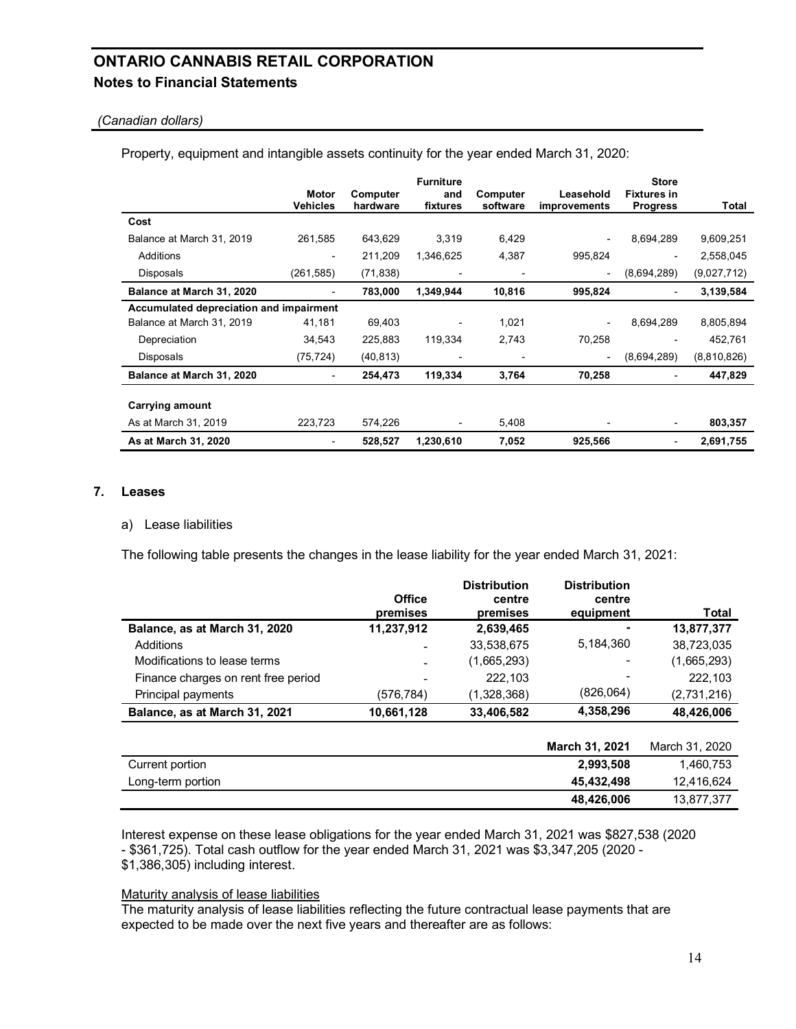# ONTARIO CANNABIS RETAIL CORPORATION

## Notes to Financial Statements

*(Canadian dollars)*

Property, equipment and intangible assets continuity for the year ended March 31, 2020:

| | Motor Vehicles | Computer hardware | Furniture and fixtures | Computer software | Leasehold improvements | Store Fixtures in Progress | Total |
|---|---|---|---|---|---|---|---|
| **Cost** | | | | | | | |
| Balance at March 31, 2019 | 261,585 | 643,629 | 3,319 | 6,429 | - | 8,694,289 | 9,609,251 |
| Additions | - | 211,209 | 1,346,625 | 4,387 | 995,824 | - | 2,558,045 |
| Disposals | (261,585) | (71,838) | - | - | - | (8,694,289) | (9,027,712) |
| **Balance at March 31, 2020** | - | **783,000** | **1,349,944** | **10,816** | **995,824** | - | **3,139,584** |
| **Accumulated depreciation and impairment** | | | | | | | |
| Balance at March 31, 2019 | 41,181 | 69,403 | - | 1,021 | - | 8,694,289 | 8,805,894 |
| Depreciation | 34,543 | 225,883 | 119,334 | 2,743 | 70,258 | - | 452,761 |
| Disposals | (75,724) | (40,813) | - | - | - | (8,694,289) | (8,810,826) |
| **Balance at March 31, 2020** | - | **254,473** | **119,334** | **3,764** | **70,258** | - | **447,829** |
| **Carrying amount** | | | | | | | |
| As at March 31, 2019 | 223,723 | 574,226 | - | 5,408 | - | - | **803,357** |
| **As at March 31, 2020** | - | **528,527** | **1,230,610** | **7,052** | **925,566** | - | **2,691,755** |

## 7. Leases

a) Lease liabilities

The following table presents the changes in the lease liability for the year ended March 31, 2021:

| | Office premises | Distribution centre premises | Distribution centre equipment | Total |
|---|---|---|---|---|
| **Balance, as at March 31, 2020** | **11,237,912** | **2,639,465** | **-** | **13,877,377** |
| Additions | - | 33,538,675 | 5,184,360 | 38,723,035 |
| Modifications to lease terms | - | (1,665,293) | - | (1,665,293) |
| Finance charges on rent free period | - | 222,103 | - | 222,103 |
| Principal payments | (576,784) | (1,328,368) | (826,064) | (2,731,216) |
| **Balance, as at March 31, 2021** | **10,661,128** | **33,406,582** | **4,358,296** | **48,426,006** |

| | March 31, 2021 | March 31, 2020 |
|---|---|---|
| Current portion | **2,993,508** | 1,460,753 |
| Long-term portion | **45,432,498** | 12,416,624 |
| | **48,426,006** | 13,877,377 |

Interest expense on these lease obligations for the year ended March 31, 2021 was $827,538 (2020 - $361,725). Total cash outflow for the year ended March 31, 2021 was $3,347,205 (2020 - $1,386,305) including interest.

Maturity analysis of lease liabilities

The maturity analysis of lease liabilities reflecting the future contractual lease payments that are expected to be made over the next five years and thereafter are as follows: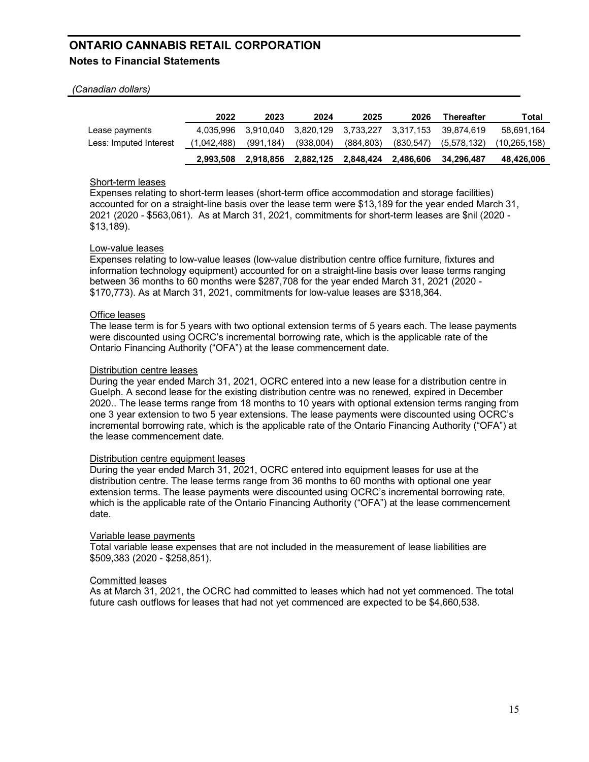# ONTARIO CANNABIS RETAIL CORPORATION

## Notes to Financial Statements

*(Canadian dollars)*

| | 2022 | 2023 | 2024 | 2025 | 2026 | Thereafter | Total |
|---|---|---|---|---|---|---|---|
| Lease payments | 4,035,996 | 3,910,040 | 3,820,129 | 3,733,227 | 3,317,153 | 39,874,619 | 58,691,164 |
| Less: Imputed Interest | (1,042,488) | (991,184) | (938,004) | (884,803) | (830,547) | (5,578,132) | (10,265,158) |
| | **2,993,508** | **2,918,856** | **2,882,125** | **2,848,424** | **2,486,606** | **34,296,487** | **48,426,006** |

Short-term leases

Expenses relating to short-term leases (short-term office accommodation and storage facilities) accounted for on a straight-line basis over the lease term were $13,189 for the year ended March 31, 2021 (2020 - $563,061). As at March 31, 2021, commitments for short-term leases are $nil (2020 - $13,189).

Low-value leases

Expenses relating to low-value leases (low-value distribution centre office furniture, fixtures and information technology equipment) accounted for on a straight-line basis over lease terms ranging between 36 months to 60 months were $287,708 for the year ended March 31, 2021 (2020 - $170,773). As at March 31, 2021, commitments for low-value leases are $318,364.

Office leases

The lease term is for 5 years with two optional extension terms of 5 years each. The lease payments were discounted using OCRC's incremental borrowing rate, which is the applicable rate of the Ontario Financing Authority ("OFA") at the lease commencement date.

Distribution centre leases

During the year ended March 31, 2021, OCRC entered into a new lease for a distribution centre in Guelph. A second lease for the existing distribution centre was no renewed, expired in December 2020.. The lease terms range from 18 months to 10 years with optional extension terms ranging from one 3 year extension to two 5 year extensions. The lease payments were discounted using OCRC's incremental borrowing rate, which is the applicable rate of the Ontario Financing Authority ("OFA") at the lease commencement date.

Distribution centre equipment leases

During the year ended March 31, 2021, OCRC entered into equipment leases for use at the distribution centre. The lease terms range from 36 months to 60 months with optional one year extension terms. The lease payments were discounted using OCRC's incremental borrowing rate, which is the applicable rate of the Ontario Financing Authority ("OFA") at the lease commencement date.

Variable lease payments

Total variable lease expenses that are not included in the measurement of lease liabilities are $509,383 (2020 - $258,851).

Committed leases

As at March 31, 2021, the OCRC had committed to leases which had not yet commenced. The total future cash outflows for leases that had not yet commenced are expected to be $4,660,538.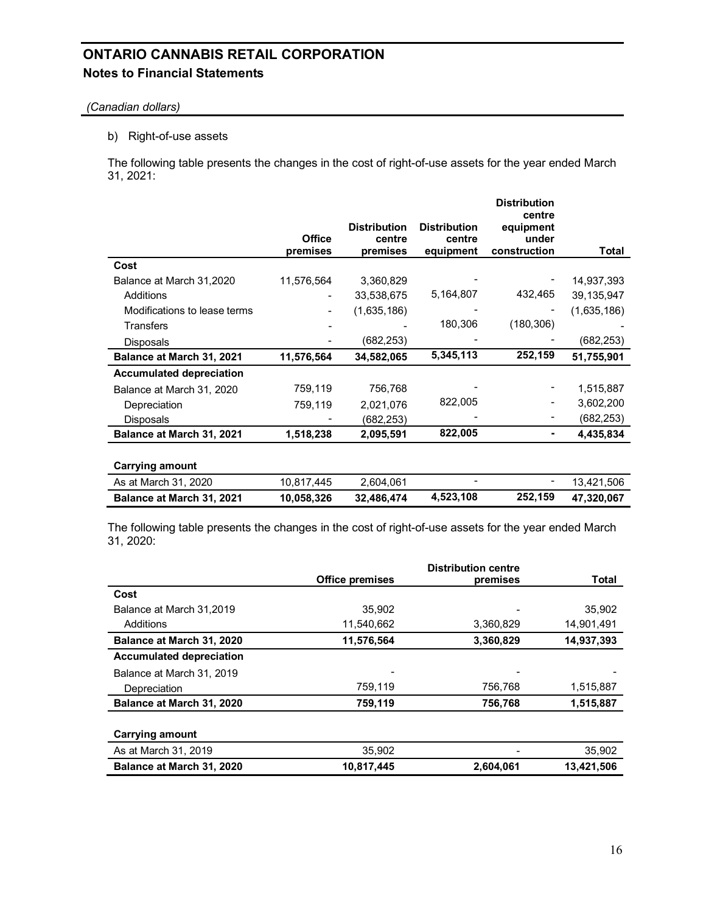# ONTARIO CANNABIS RETAIL CORPORATION

## Notes to Financial Statements

*(Canadian dollars)*

b) Right-of-use assets

The following table presents the changes in the cost of right-of-use assets for the year ended March 31, 2021:

| | Office premises | Distribution centre premises | Distribution centre equipment | Distribution centre equipment under construction | Total |
|---|---|---|---|---|---|
| **Cost** | | | | | |
| Balance at March 31,2020 | 11,576,564 | 3,360,829 | - | - | 14,937,393 |
| Additions | - | 33,538,675 | 5,164,807 | 432,465 | 39,135,947 |
| Modifications to lease terms | - | (1,635,186) | - | - | (1,635,186) |
| Transfers | - | - | 180,306 | (180,306) | - |
| Disposals | - | (682,253) | - | - | (682,253) |
| **Balance at March 31, 2021** | **11,576,564** | **34,582,065** | **5,345,113** | **252,159** | **51,755,901** |
| **Accumulated depreciation** | | | | | |
| Balance at March 31, 2020 | 759,119 | 756,768 | - | - | 1,515,887 |
| Depreciation | 759,119 | 2,021,076 | 822,005 | - | 3,602,200 |
| Disposals | - | (682,253) | - | - | (682,253) |
| **Balance at March 31, 2021** | **1,518,238** | **2,095,591** | **822,005** | **-** | **4,435,834** |
| | | | | | |
| **Carrying amount** | | | | | |
| As at March 31, 2020 | 10,817,445 | 2,604,061 | - | - | 13,421,506 |
| **Balance at March 31, 2021** | **10,058,326** | **32,486,474** | **4,523,108** | **252,159** | **47,320,067** |

The following table presents the changes in the cost of right-of-use assets for the year ended March 31, 2020:

| | Office premises | Distribution centre premises | Total |
|---|---|---|---|
| **Cost** | | | |
| Balance at March 31,2019 | 35,902 | - | 35,902 |
| Additions | 11,540,662 | 3,360,829 | 14,901,491 |
| **Balance at March 31, 2020** | **11,576,564** | **3,360,829** | **14,937,393** |
| **Accumulated depreciation** | | | |
| Balance at March 31, 2019 | - | - | - |
| Depreciation | 759,119 | 756,768 | 1,515,887 |
| **Balance at March 31, 2020** | **759,119** | **756,768** | **1,515,887** |
| | | | |
| **Carrying amount** | | | |
| As at March 31, 2019 | 35,902 | - | 35,902 |
| **Balance at March 31, 2020** | **10,817,445** | **2,604,061** | **13,421,506** |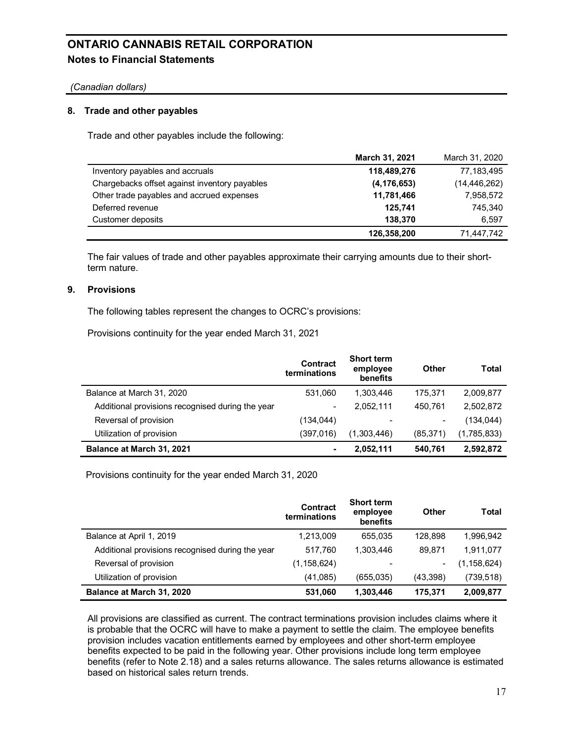# ONTARIO CANNABIS RETAIL CORPORATION

## Notes to Financial Statements

*(Canadian dollars)*

### 8. Trade and other payables

Trade and other payables include the following:

| | March 31, 2021 | March 31, 2020 |
|---|---|---|
| Inventory payables and accruals | **118,489,276** | 77,183,495 |
| Chargebacks offset against inventory payables | **(4,176,653)** | (14,446,262) |
| Other trade payables and accrued expenses | **11,781,466** | 7,958,572 |
| Deferred revenue | **125,741** | 745,340 |
| Customer deposits | **138,370** | 6,597 |
| | **126,358,200** | 71,447,742 |

The fair values of trade and other payables approximate their carrying amounts due to their short-term nature.

### 9. Provisions

The following tables represent the changes to OCRC's provisions:

Provisions continuity for the year ended March 31, 2021

| | Contract terminations | Short term employee benefits | Other | Total |
|---|---|---|---|---|
| Balance at March 31, 2020 | 531,060 | 1,303,446 | 175,371 | 2,009,877 |
| Additional provisions recognised during the year | - | 2,052,111 | 450,761 | 2,502,872 |
| Reversal of provision | (134,044) | - | - | (134,044) |
| Utilization of provision | (397,016) | (1,303,446) | (85,371) | (1,785,833) |
| **Balance at March 31, 2021** | **-** | **2,052,111** | **540,761** | **2,592,872** |

Provisions continuity for the year ended March 31, 2020

| | Contract terminations | Short term employee benefits | Other | Total |
|---|---|---|---|---|
| Balance at April 1, 2019 | 1,213,009 | 655,035 | 128,898 | 1,996,942 |
| Additional provisions recognised during the year | 517,760 | 1,303,446 | 89,871 | 1,911,077 |
| Reversal of provision | (1,158,624) | - | - | (1,158,624) |
| Utilization of provision | (41,085) | (655,035) | (43,398) | (739,518) |
| **Balance at March 31, 2020** | **531,060** | **1,303,446** | **175,371** | **2,009,877** |

All provisions are classified as current. The contract terminations provision includes claims where it is probable that the OCRC will have to make a payment to settle the claim. The employee benefits provision includes vacation entitlements earned by employees and other short-term employee benefits expected to be paid in the following year. Other provisions include long term employee benefits (refer to Note 2.18) and a sales returns allowance. The sales returns allowance is estimated based on historical sales return trends.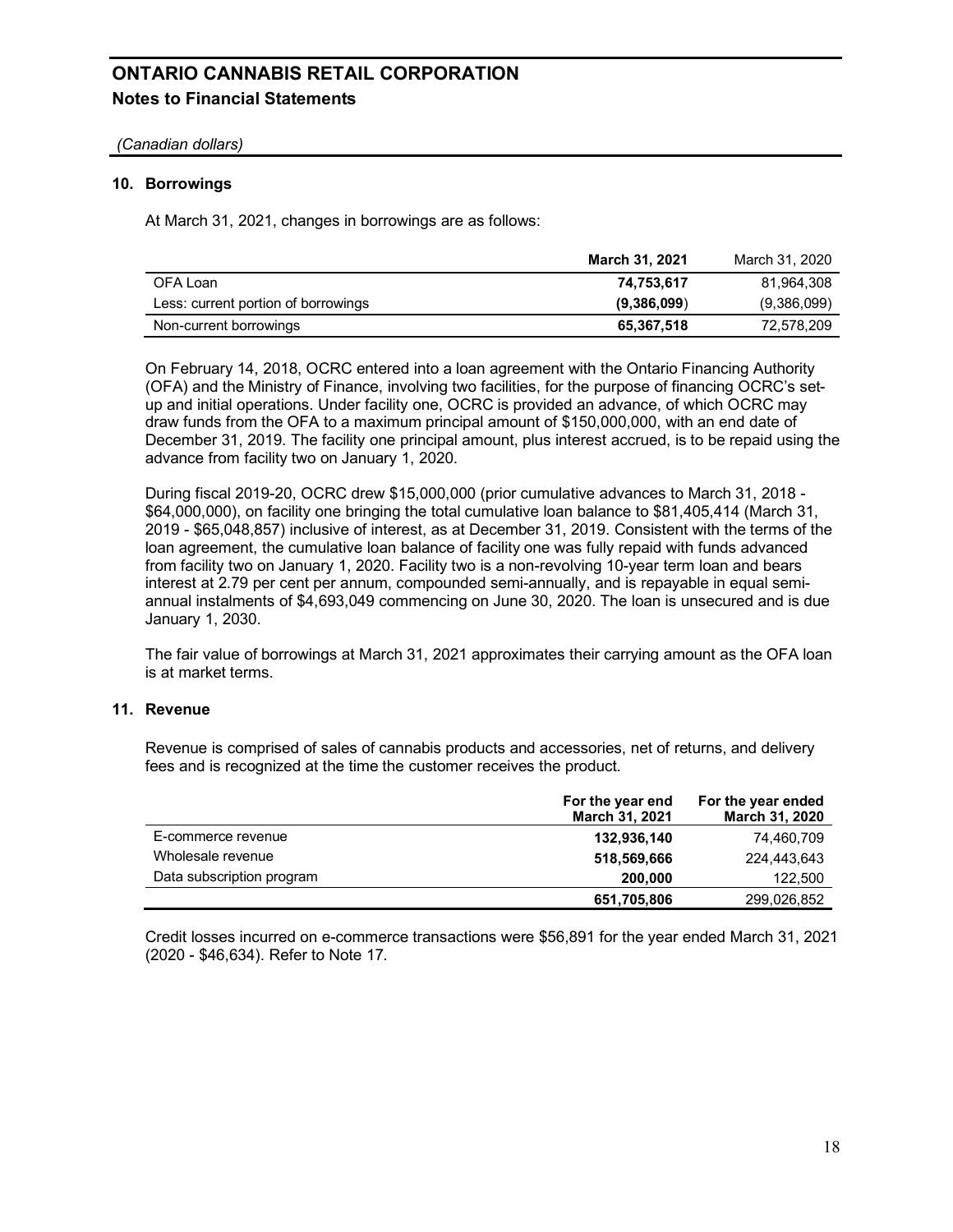# ONTARIO CANNABIS RETAIL CORPORATION

## Notes to Financial Statements

*(Canadian dollars)*

### 10. Borrowings

At March 31, 2021, changes in borrowings are as follows:

| | **March 31, 2021** | March 31, 2020 |
|---|---|---|
| OFA Loan | **74,753,617** | 81,964,308 |
| Less: current portion of borrowings | **(9,386,099)** | (9,386,099) |
| Non-current borrowings | **65,367,518** | 72,578,209 |

On February 14, 2018, OCRC entered into a loan agreement with the Ontario Financing Authority (OFA) and the Ministry of Finance, involving two facilities, for the purpose of financing OCRC's set-up and initial operations. Under facility one, OCRC is provided an advance, of which OCRC may draw funds from the OFA to a maximum principal amount of $150,000,000, with an end date of December 31, 2019. The facility one principal amount, plus interest accrued, is to be repaid using the advance from facility two on January 1, 2020.

During fiscal 2019-20, OCRC drew $15,000,000 (prior cumulative advances to March 31, 2018 - $64,000,000), on facility one bringing the total cumulative loan balance to $81,405,414 (March 31, 2019 - $65,048,857) inclusive of interest, as at December 31, 2019. Consistent with the terms of the loan agreement, the cumulative loan balance of facility one was fully repaid with funds advanced from facility two on January 1, 2020. Facility two is a non-revolving 10-year term loan and bears interest at 2.79 per cent per annum, compounded semi-annually, and is repayable in equal semi-annual instalments of $4,693,049 commencing on June 30, 2020. The loan is unsecured and is due January 1, 2030.

The fair value of borrowings at March 31, 2021 approximates their carrying amount as the OFA loan is at market terms.

### 11. Revenue

Revenue is comprised of sales of cannabis products and accessories, net of returns, and delivery fees and is recognized at the time the customer receives the product.

| | **For the year end March 31, 2021** | **For the year ended March 31, 2020** |
|---|---|---|
| E-commerce revenue | **132,936,140** | 74,460,709 |
| Wholesale revenue | **518,569,666** | 224,443,643 |
| Data subscription program | **200,000** | 122,500 |
| | **651,705,806** | 299,026,852 |

Credit losses incurred on e-commerce transactions were $56,891 for the year ended March 31, 2021 (2020 - $46,634). Refer to Note 17.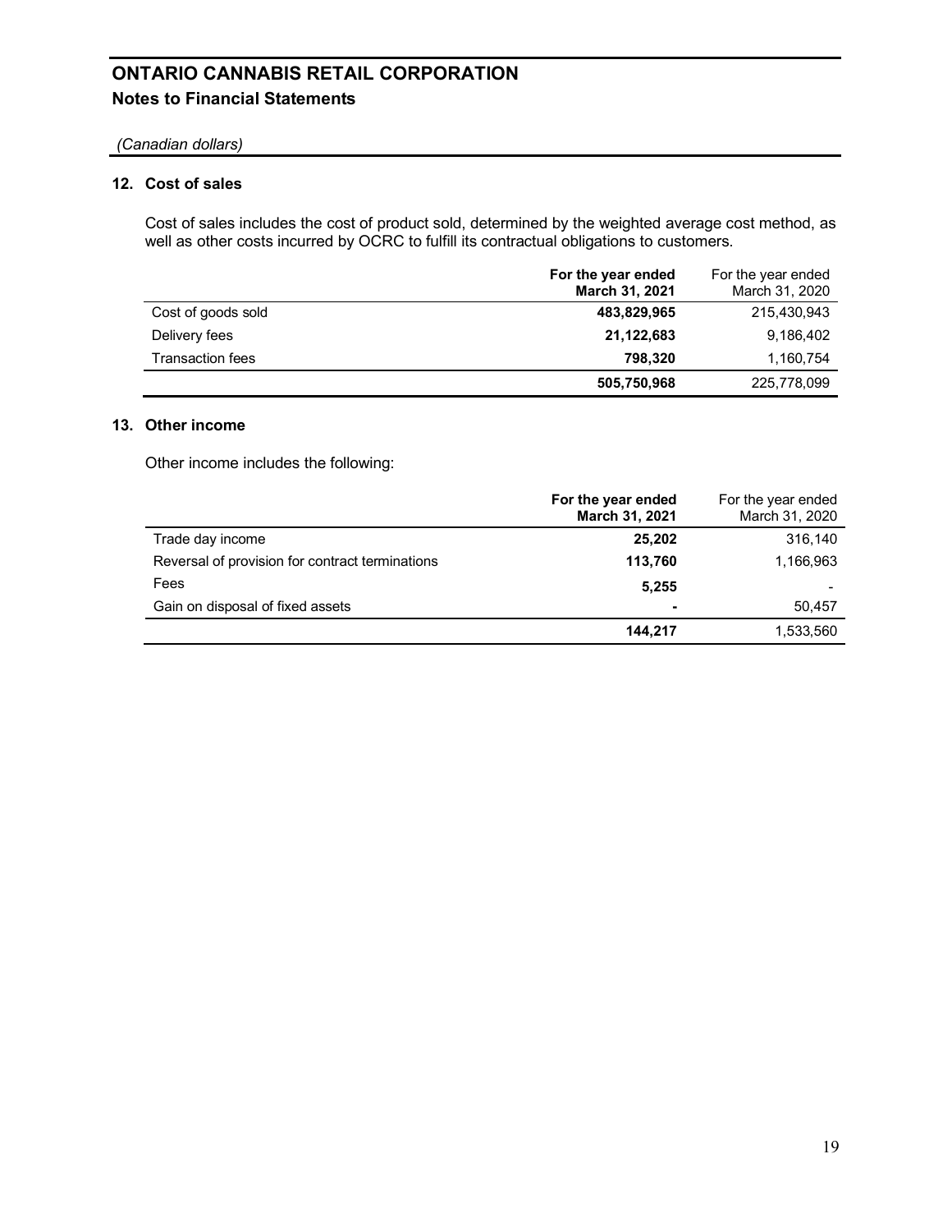# ONTARIO CANNABIS RETAIL CORPORATION
## Notes to Financial Statements

*(Canadian dollars)*

### 12. Cost of sales

Cost of sales includes the cost of product sold, determined by the weighted average cost method, as well as other costs incurred by OCRC to fulfill its contractual obligations to customers.

| | **For the year ended March 31, 2021** | For the year ended March 31, 2020 |
|---|---|---|
| Cost of goods sold | **483,829,965** | 215,430,943 |
| Delivery fees | **21,122,683** | 9,186,402 |
| Transaction fees | **798,320** | 1,160,754 |
| | **505,750,968** | 225,778,099 |

### 13. Other income

Other income includes the following:

| | **For the year ended March 31, 2021** | For the year ended March 31, 2020 |
|---|---|---|
| Trade day income | **25,202** | 316,140 |
| Reversal of provision for contract terminations | **113,760** | 1,166,963 |
| Fees | **5,255** | - |
| Gain on disposal of fixed assets | **-** | 50,457 |
| | **144,217** | 1,533,560 |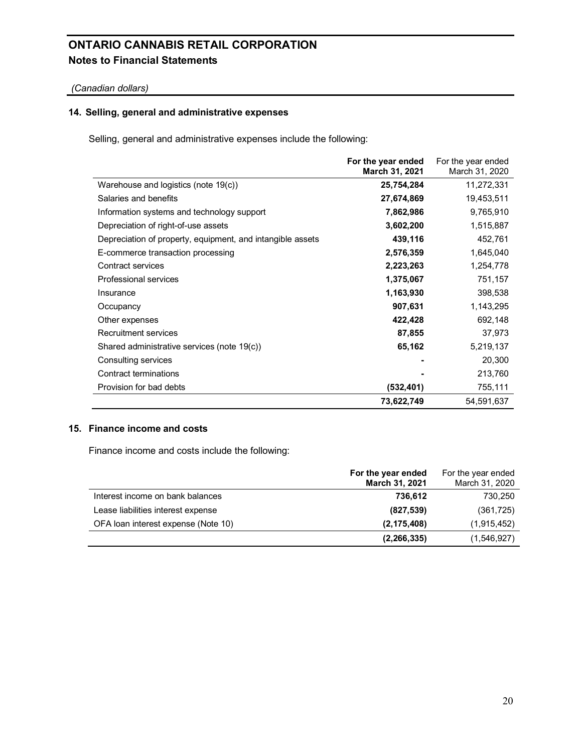# ONTARIO CANNABIS RETAIL CORPORATION
## Notes to Financial Statements

*(Canadian dollars)*

### 14. Selling, general and administrative expenses

Selling, general and administrative expenses include the following:

| | **For the year ended March 31, 2021** | For the year ended March 31, 2020 |
|---|---|---|
| Warehouse and logistics (note 19(c)) | **25,754,284** | 11,272,331 |
| Salaries and benefits | **27,674,869** | 19,453,511 |
| Information systems and technology support | **7,862,986** | 9,765,910 |
| Depreciation of right-of-use assets | **3,602,200** | 1,515,887 |
| Depreciation of property, equipment, and intangible assets | **439,116** | 452,761 |
| E-commerce transaction processing | **2,576,359** | 1,645,040 |
| Contract services | **2,223,263** | 1,254,778 |
| Professional services | **1,375,067** | 751,157 |
| Insurance | **1,163,930** | 398,538 |
| Occupancy | **907,631** | 1,143,295 |
| Other expenses | **422,428** | 692,148 |
| Recruitment services | **87,855** | 37,973 |
| Shared administrative services (note 19(c)) | **65,162** | 5,219,137 |
| Consulting services | **-** | 20,300 |
| Contract terminations | **-** | 213,760 |
| Provision for bad debts | **(532,401)** | 755,111 |
| | **73,622,749** | 54,591,637 |

### 15. Finance income and costs

Finance income and costs include the following:

| | **For the year ended March 31, 2021** | For the year ended March 31, 2020 |
|---|---|---|
| Interest income on bank balances | **736,612** | 730,250 |
| Lease liabilities interest expense | **(827,539)** | (361,725) |
| OFA loan interest expense (Note 10) | **(2,175,408)** | (1,915,452) |
| | **(2,266,335)** | (1,546,927) |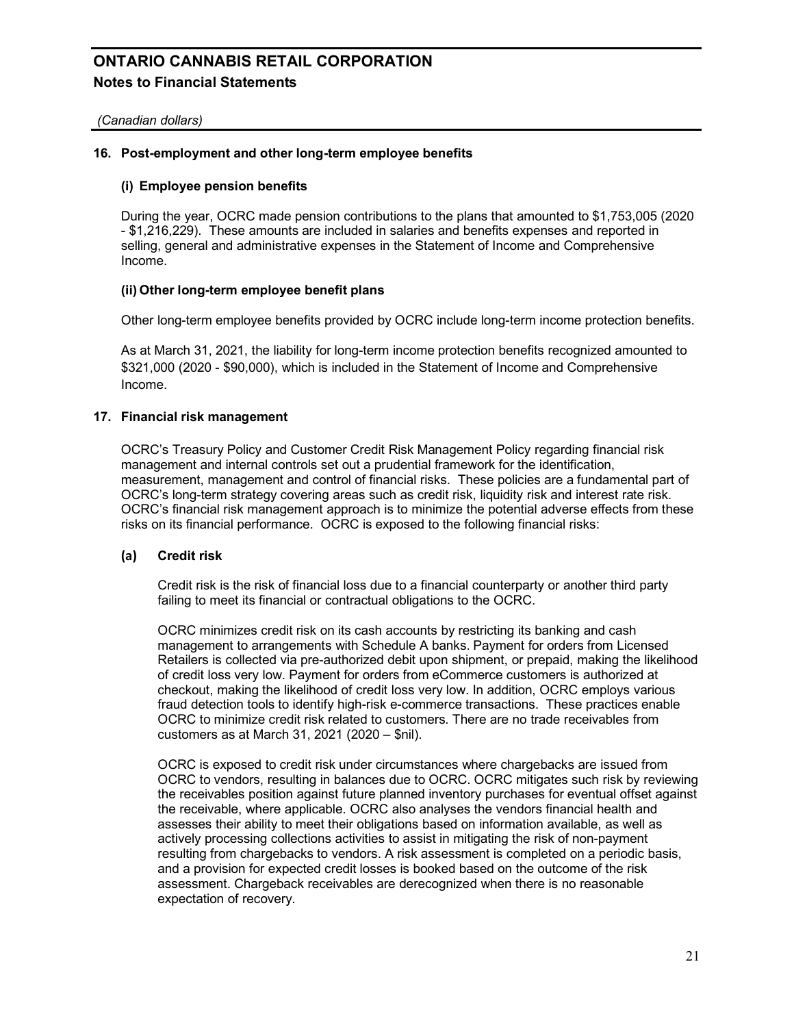## 16. Post-employment and other long-term employee benefits

### (i) Employee pension benefits

During the year, OCRC made pension contributions to the plans that amounted to $1,753,005 (2020 - $1,216,229). These amounts are included in salaries and benefits expenses and reported in selling, general and administrative expenses in the Statement of Income and Comprehensive Income.

### (ii) Other long-term employee benefit plans

Other long-term employee benefits provided by OCRC include long-term income protection benefits.

As at March 31, 2021, the liability for long-term income protection benefits recognized amounted to $321,000 (2020 - $90,000), which is included in the Statement of Income and Comprehensive Income.

## 17. Financial risk management

OCRC's Treasury Policy and Customer Credit Risk Management Policy regarding financial risk management and internal controls set out a prudential framework for the identification, measurement, management and control of financial risks. These policies are a fundamental part of OCRC's long-term strategy covering areas such as credit risk, liquidity risk and interest rate risk. OCRC's financial risk management approach is to minimize the potential adverse effects from these risks on its financial performance. OCRC is exposed to the following financial risks:

### (a) Credit risk

Credit risk is the risk of financial loss due to a financial counterparty or another third party failing to meet its financial or contractual obligations to the OCRC.

OCRC minimizes credit risk on its cash accounts by restricting its banking and cash management to arrangements with Schedule A banks. Payment for orders from Licensed Retailers is collected via pre-authorized debit upon shipment, or prepaid, making the likelihood of credit loss very low. Payment for orders from eCommerce customers is authorized at checkout, making the likelihood of credit loss very low. In addition, OCRC employs various fraud detection tools to identify high-risk e-commerce transactions. These practices enable OCRC to minimize credit risk related to customers. There are no trade receivables from customers as at March 31, 2021 (2020 – $nil).

OCRC is exposed to credit risk under circumstances where chargebacks are issued from OCRC to vendors, resulting in balances due to OCRC. OCRC mitigates such risk by reviewing the receivables position against future planned inventory purchases for eventual offset against the receivable, where applicable. OCRC also analyses the vendors financial health and assesses their ability to meet their obligations based on information available, as well as actively processing collections activities to assist in mitigating the risk of non-payment resulting from chargebacks to vendors. A risk assessment is completed on a periodic basis, and a provision for expected credit losses is booked based on the outcome of the risk assessment. Chargeback receivables are derecognized when there is no reasonable expectation of recovery.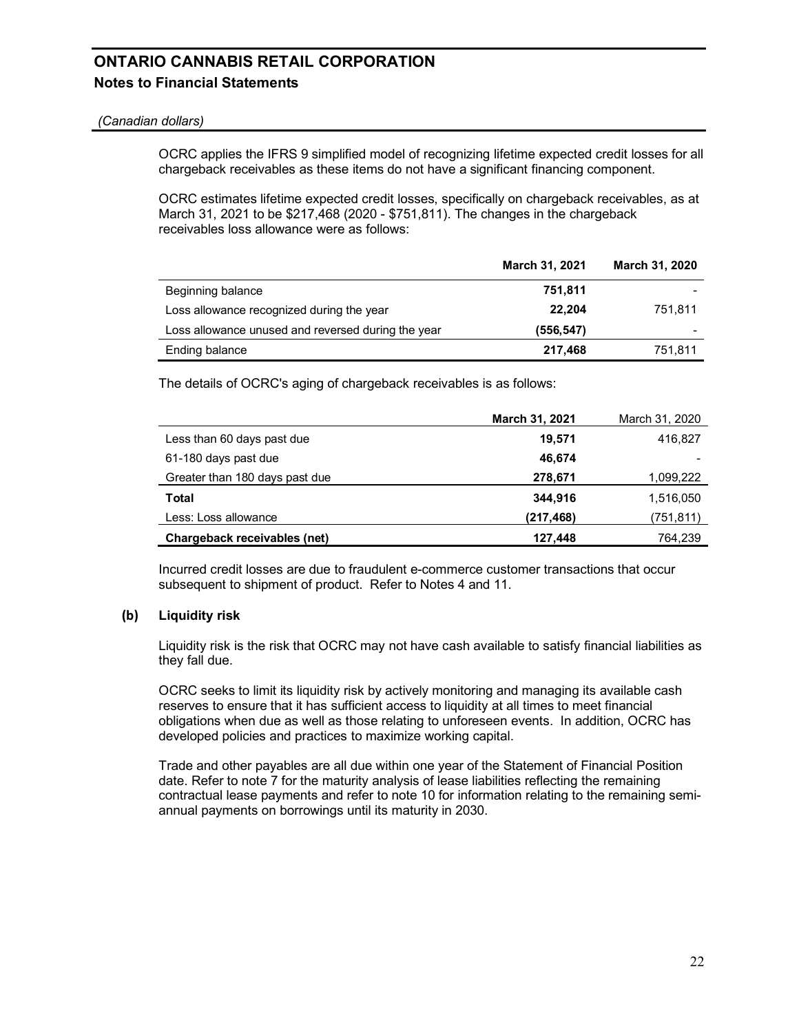# ONTARIO CANNABIS RETAIL CORPORATION

## Notes to Financial Statements

*(Canadian dollars)*

OCRC applies the IFRS 9 simplified model of recognizing lifetime expected credit losses for all chargeback receivables as these items do not have a significant financing component.

OCRC estimates lifetime expected credit losses, specifically on chargeback receivables, as at March 31, 2021 to be $217,468 (2020 - $751,811). The changes in the chargeback receivables loss allowance were as follows:

| | **March 31, 2021** | **March 31, 2020** |
|---|---|---|
| Beginning balance | **751,811** | - |
| Loss allowance recognized during the year | **22,204** | 751,811 |
| Loss allowance unused and reversed during the year | **(556,547)** | - |
| Ending balance | **217,468** | 751,811 |

The details of OCRC's aging of chargeback receivables is as follows:

| | **March 31, 2021** | March 31, 2020 |
|---|---|---|
| Less than 60 days past due | **19,571** | 416,827 |
| 61-180 days past due | **46,674** | - |
| Greater than 180 days past due | **278,671** | 1,099,222 |
| **Total** | **344,916** | 1,516,050 |
| Less: Loss allowance | **(217,468)** | (751,811) |
| **Chargeback receivables (net)** | **127,448** | 764,239 |

Incurred credit losses are due to fraudulent e-commerce customer transactions that occur subsequent to shipment of product. Refer to Notes 4 and 11.

### (b) Liquidity risk

Liquidity risk is the risk that OCRC may not have cash available to satisfy financial liabilities as they fall due.

OCRC seeks to limit its liquidity risk by actively monitoring and managing its available cash reserves to ensure that it has sufficient access to liquidity at all times to meet financial obligations when due as well as those relating to unforeseen events. In addition, OCRC has developed policies and practices to maximize working capital.

Trade and other payables are all due within one year of the Statement of Financial Position date. Refer to note 7 for the maturity analysis of lease liabilities reflecting the remaining contractual lease payments and refer to note 10 for information relating to the remaining semi-annual payments on borrowings until its maturity in 2030.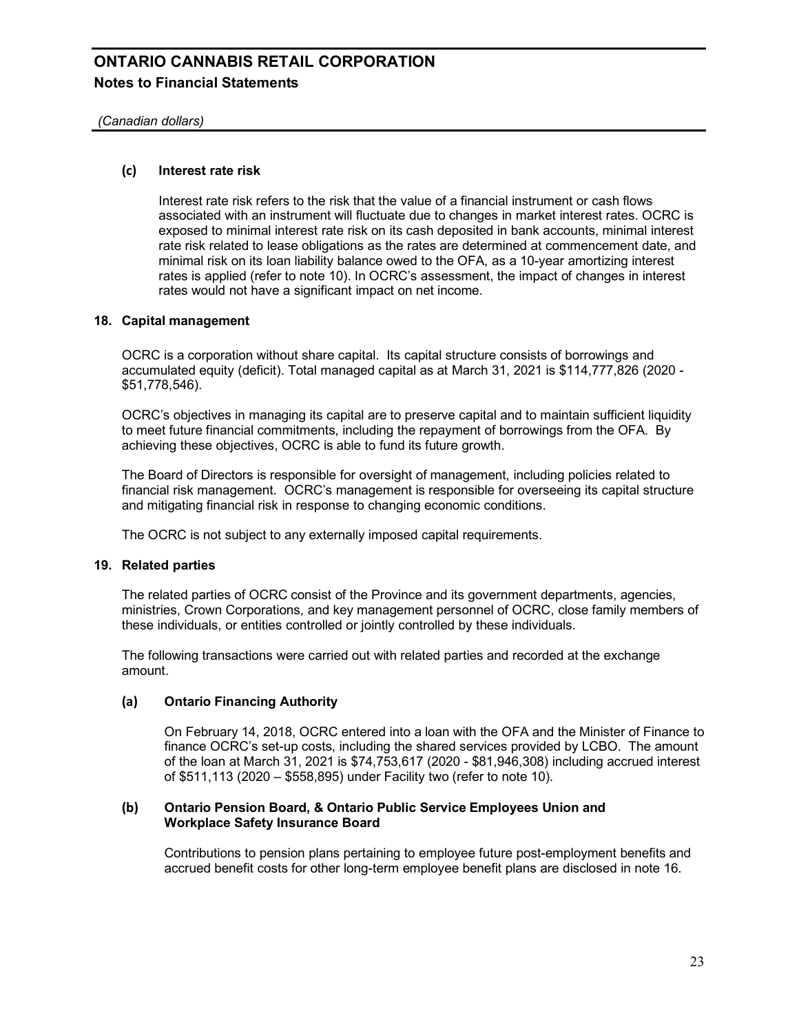### (c) Interest rate risk

Interest rate risk refers to the risk that the value of a financial instrument or cash flows associated with an instrument will fluctuate due to changes in market interest rates. OCRC is exposed to minimal interest rate risk on its cash deposited in bank accounts, minimal interest rate risk related to lease obligations as the rates are determined at commencement date, and minimal risk on its loan liability balance owed to the OFA, as a 10-year amortizing interest rates is applied (refer to note 10). In OCRC's assessment, the impact of changes in interest rates would not have a significant impact on net income.

## 18. Capital management

OCRC is a corporation without share capital. Its capital structure consists of borrowings and accumulated equity (deficit). Total managed capital as at March 31, 2021 is $114,777,826 (2020 - $51,778,546).

OCRC's objectives in managing its capital are to preserve capital and to maintain sufficient liquidity to meet future financial commitments, including the repayment of borrowings from the OFA. By achieving these objectives, OCRC is able to fund its future growth.

The Board of Directors is responsible for oversight of management, including policies related to financial risk management. OCRC's management is responsible for overseeing its capital structure and mitigating financial risk in response to changing economic conditions.

The OCRC is not subject to any externally imposed capital requirements.

## 19. Related parties

The related parties of OCRC consist of the Province and its government departments, agencies, ministries, Crown Corporations, and key management personnel of OCRC, close family members of these individuals, or entities controlled or jointly controlled by these individuals.

The following transactions were carried out with related parties and recorded at the exchange amount.

### (a) Ontario Financing Authority

On February 14, 2018, OCRC entered into a loan with the OFA and the Minister of Finance to finance OCRC's set-up costs, including the shared services provided by LCBO. The amount of the loan at March 31, 2021 is $74,753,617 (2020 - $81,946,308) including accrued interest of $511,113 (2020 – $558,895) under Facility two (refer to note 10).

### (b) Ontario Pension Board, & Ontario Public Service Employees Union and Workplace Safety Insurance Board

Contributions to pension plans pertaining to employee future post-employment benefits and accrued benefit costs for other long-term employee benefit plans are disclosed in note 16.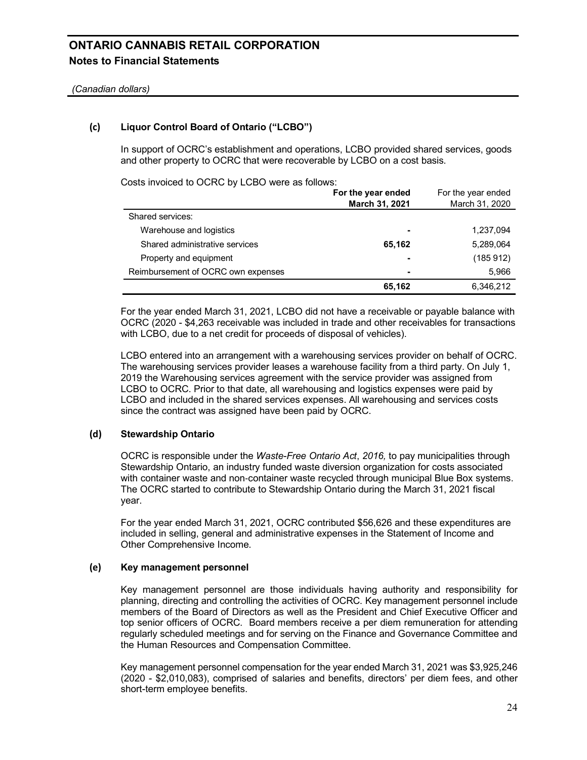# ONTARIO CANNABIS RETAIL CORPORATION

## Notes to Financial Statements

*(Canadian dollars)*

### (c) Liquor Control Board of Ontario ("LCBO")

In support of OCRC's establishment and operations, LCBO provided shared services, goods and other property to OCRC that were recoverable by LCBO on a cost basis.

Costs invoiced to OCRC by LCBO were as follows:

| | **For the year ended March 31, 2021** | For the year ended March 31, 2020 |
|---|---|---|
| Shared services: | | |
| Warehouse and logistics | **-** | 1,237,094 |
| Shared administrative services | **65,162** | 5,289,064 |
| Property and equipment | **-** | (185 912) |
| Reimbursement of OCRC own expenses | **-** | 5,966 |
| | **65,162** | 6,346,212 |

For the year ended March 31, 2021, LCBO did not have a receivable or payable balance with OCRC (2020 - $4,263 receivable was included in trade and other receivables for transactions with LCBO, due to a net credit for proceeds of disposal of vehicles).

LCBO entered into an arrangement with a warehousing services provider on behalf of OCRC. The warehousing services provider leases a warehouse facility from a third party. On July 1, 2019 the Warehousing services agreement with the service provider was assigned from LCBO to OCRC. Prior to that date, all warehousing and logistics expenses were paid by LCBO and included in the shared services expenses. All warehousing and services costs since the contract was assigned have been paid by OCRC.

### (d) Stewardship Ontario

OCRC is responsible under the *Waste-Free Ontario Act*, *2016,* to pay municipalities through Stewardship Ontario, an industry funded waste diversion organization for costs associated with container waste and non-container waste recycled through municipal Blue Box systems. The OCRC started to contribute to Stewardship Ontario during the March 31, 2021 fiscal year.

For the year ended March 31, 2021, OCRC contributed $56,626 and these expenditures are included in selling, general and administrative expenses in the Statement of Income and Other Comprehensive Income.

### (e) Key management personnel

Key management personnel are those individuals having authority and responsibility for planning, directing and controlling the activities of OCRC. Key management personnel include members of the Board of Directors as well as the President and Chief Executive Officer and top senior officers of OCRC. Board members receive a per diem remuneration for attending regularly scheduled meetings and for serving on the Finance and Governance Committee and the Human Resources and Compensation Committee.

Key management personnel compensation for the year ended March 31, 2021 was $3,925,246 (2020 - $2,010,083), comprised of salaries and benefits, directors' per diem fees, and other short-term employee benefits.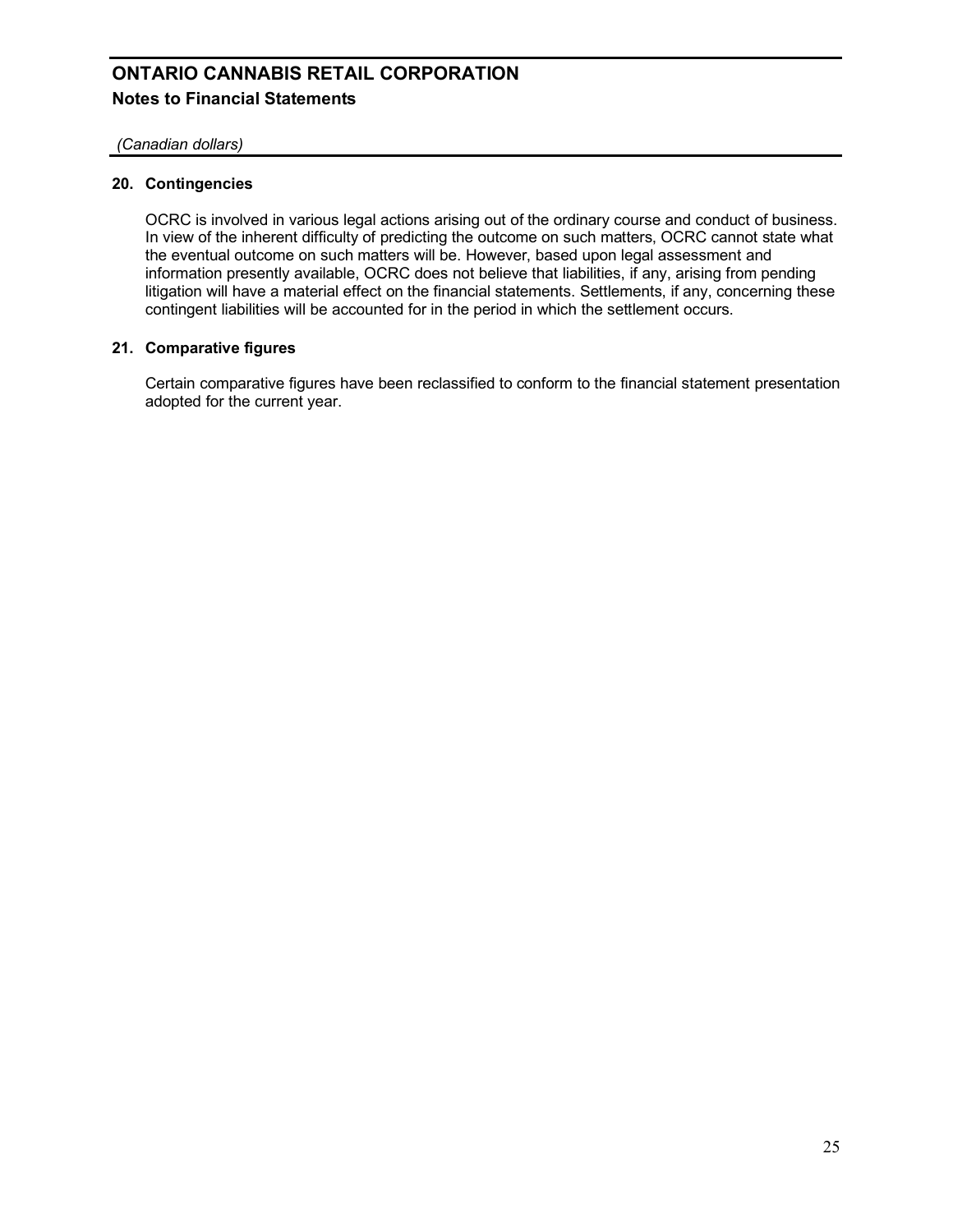## 20. Contingencies

OCRC is involved in various legal actions arising out of the ordinary course and conduct of business. In view of the inherent difficulty of predicting the outcome on such matters, OCRC cannot state what the eventual outcome on such matters will be. However, based upon legal assessment and information presently available, OCRC does not believe that liabilities, if any, arising from pending litigation will have a material effect on the financial statements. Settlements, if any, concerning these contingent liabilities will be accounted for in the period in which the settlement occurs.

## 21. Comparative figures

Certain comparative figures have been reclassified to conform to the financial statement presentation adopted for the current year.